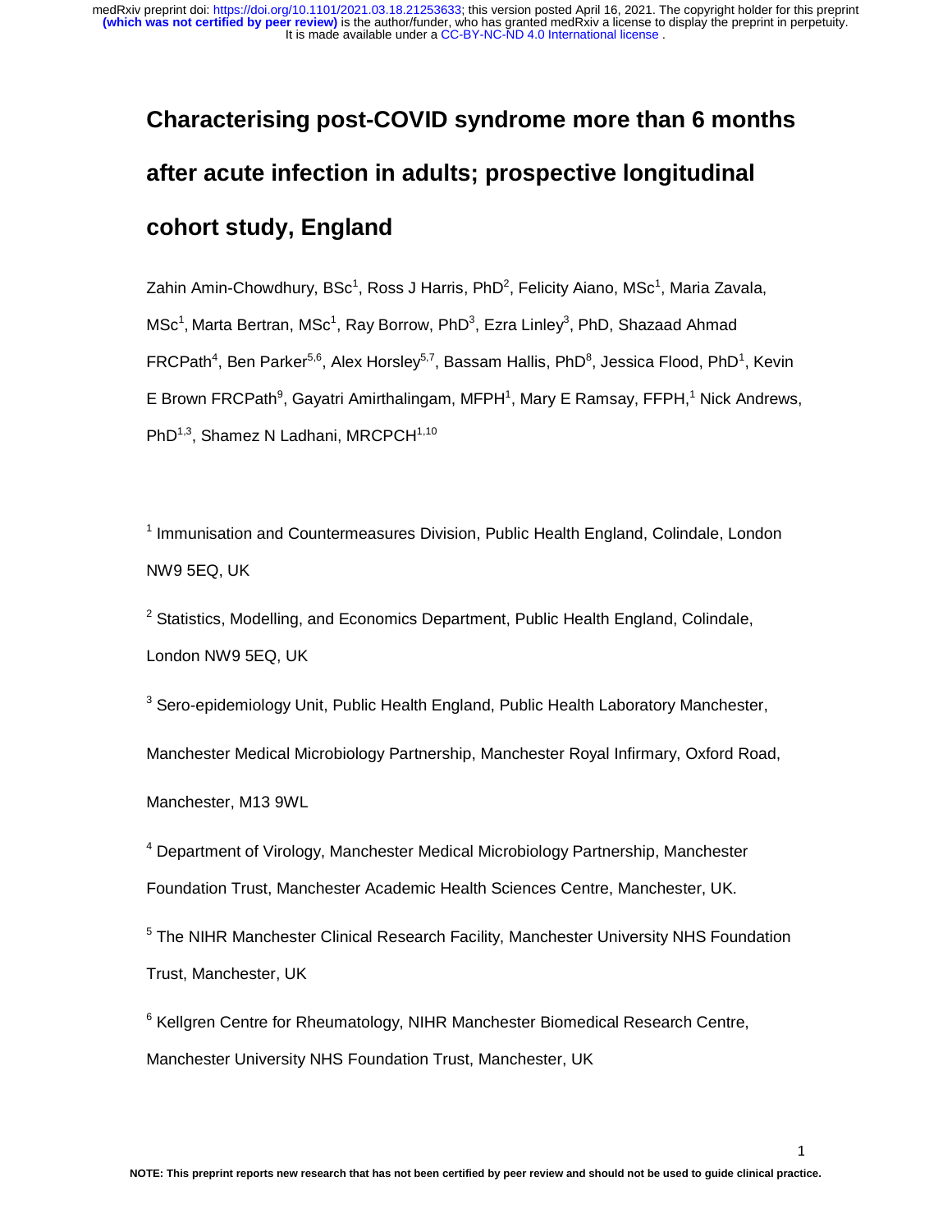# Characterising post-COVID syndrome more than 6 months after acute infection in adults; prospective longitudinal cohort study, England

Zahin Amin-Chowdhury, BSc[1], Ross J Harris, PhD[2], Felicity Aiano, MSc[1], Maria Zavala, MSc[1], Marta Bertran, MSc[1], Ray Borrow, PhD[3], Ezra Linley[3], PhD, Shazaad Ahmad FRCPath[4], Ben Parker[5,6], Alex Horsley[5,7], Bassam Hallis, PhD[8], Jessica Flood, PhD[1], Kevin E Brown FRCPath[9], Gayatri Amirthalingam, MFPH[1], Mary E Ramsay, FFPH,[1] Nick Andrews, PhD[1,3], Shamez N Ladhani, MRCPCH[1,10]

[1] Immunisation and Countermeasures Division, Public Health England, Colindale, London NW9 5EQ, UK

[2] Statistics, Modelling, and Economics Department, Public Health England, Colindale, London NW9 5EQ, UK

[3] Sero-epidemiology Unit, Public Health England, Public Health Laboratory Manchester, Manchester Medical Microbiology Partnership, Manchester Royal Infirmary, Oxford Road, Manchester, M13 9WL

[4] Department of Virology, Manchester Medical Microbiology Partnership, Manchester Foundation Trust, Manchester Academic Health Sciences Centre, Manchester, UK.

[5] The NIHR Manchester Clinical Research Facility, Manchester University NHS Foundation Trust, Manchester, UK

[6] Kellgren Centre for Rheumatology, NIHR Manchester Biomedical Research Centre, Manchester University NHS Foundation Trust, Manchester, UK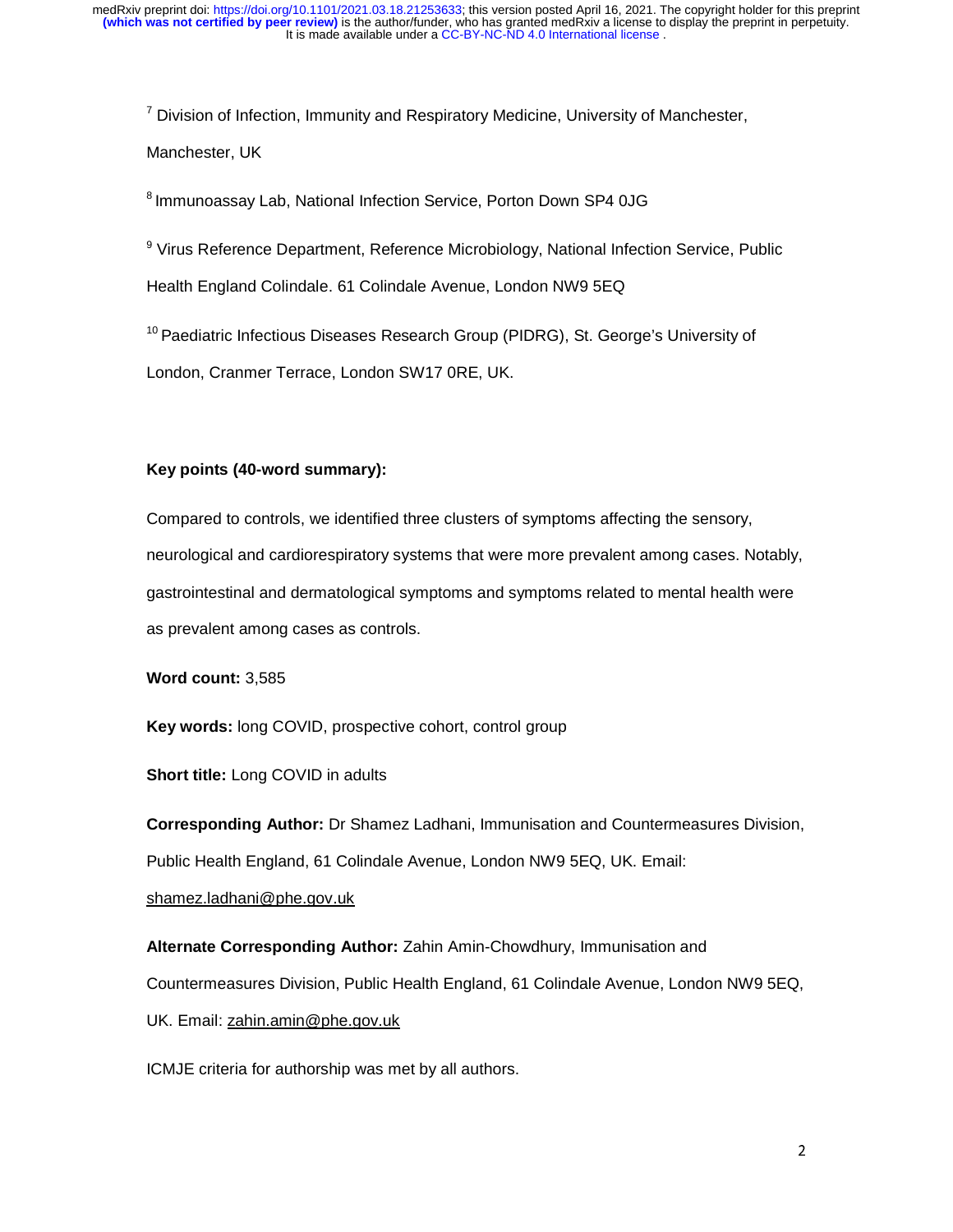[7] Division of Infection, Immunity and Respiratory Medicine, University of Manchester, Manchester, UK

[8] Immunoassay Lab, National Infection Service, Porton Down SP4 0JG

[9] Virus Reference Department, Reference Microbiology, National Infection Service, Public Health England Colindale. 61 Colindale Avenue, London NW9 5EQ

[10] Paediatric Infectious Diseases Research Group (PIDRG), St. George's University of London, Cranmer Terrace, London SW17 0RE, UK.

**Key points (40-word summary):**

Compared to controls, we identified three clusters of symptoms affecting the sensory, neurological and cardiorespiratory systems that were more prevalent among cases. Notably, gastrointestinal and dermatological symptoms and symptoms related to mental health were as prevalent among cases as controls.

**Word count:** 3,585

**Key words:** long COVID, prospective cohort, control group

**Short title:** Long COVID in adults

**Corresponding Author:** Dr Shamez Ladhani, Immunisation and Countermeasures Division, Public Health England, 61 Colindale Avenue, London NW9 5EQ, UK. Email: shamez.ladhani@phe.gov.uk

**Alternate Corresponding Author:** Zahin Amin-Chowdhury, Immunisation and Countermeasures Division, Public Health England, 61 Colindale Avenue, London NW9 5EQ, UK. Email: zahin.amin@phe.gov.uk

ICMJE criteria for authorship was met by all authors.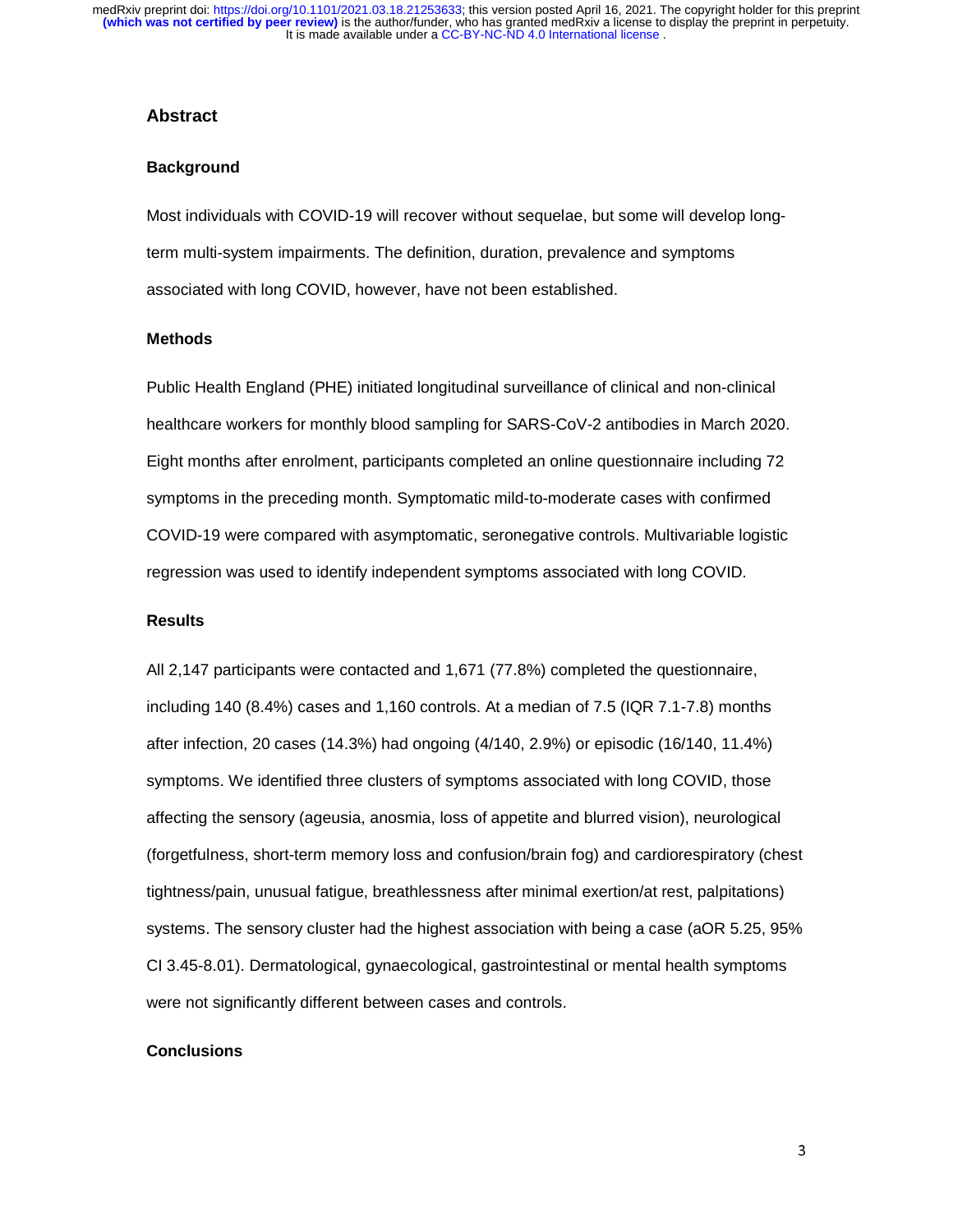## Abstract

### Background

Most individuals with COVID-19 will recover without sequelae, but some will develop long-term multi-system impairments. The definition, duration, prevalence and symptoms associated with long COVID, however, have not been established.

### Methods

Public Health England (PHE) initiated longitudinal surveillance of clinical and non-clinical healthcare workers for monthly blood sampling for SARS-CoV-2 antibodies in March 2020. Eight months after enrolment, participants completed an online questionnaire including 72 symptoms in the preceding month. Symptomatic mild-to-moderate cases with confirmed COVID-19 were compared with asymptomatic, seronegative controls. Multivariable logistic regression was used to identify independent symptoms associated with long COVID.

### Results

All 2,147 participants were contacted and 1,671 (77.8%) completed the questionnaire, including 140 (8.4%) cases and 1,160 controls. At a median of 7.5 (IQR 7.1-7.8) months after infection, 20 cases (14.3%) had ongoing (4/140, 2.9%) or episodic (16/140, 11.4%) symptoms. We identified three clusters of symptoms associated with long COVID, those affecting the sensory (ageusia, anosmia, loss of appetite and blurred vision), neurological (forgetfulness, short-term memory loss and confusion/brain fog) and cardiorespiratory (chest tightness/pain, unusual fatigue, breathlessness after minimal exertion/at rest, palpitations) systems. The sensory cluster had the highest association with being a case (aOR 5.25, 95% CI 3.45-8.01). Dermatological, gynaecological, gastrointestinal or mental health symptoms were not significantly different between cases and controls.

### Conclusions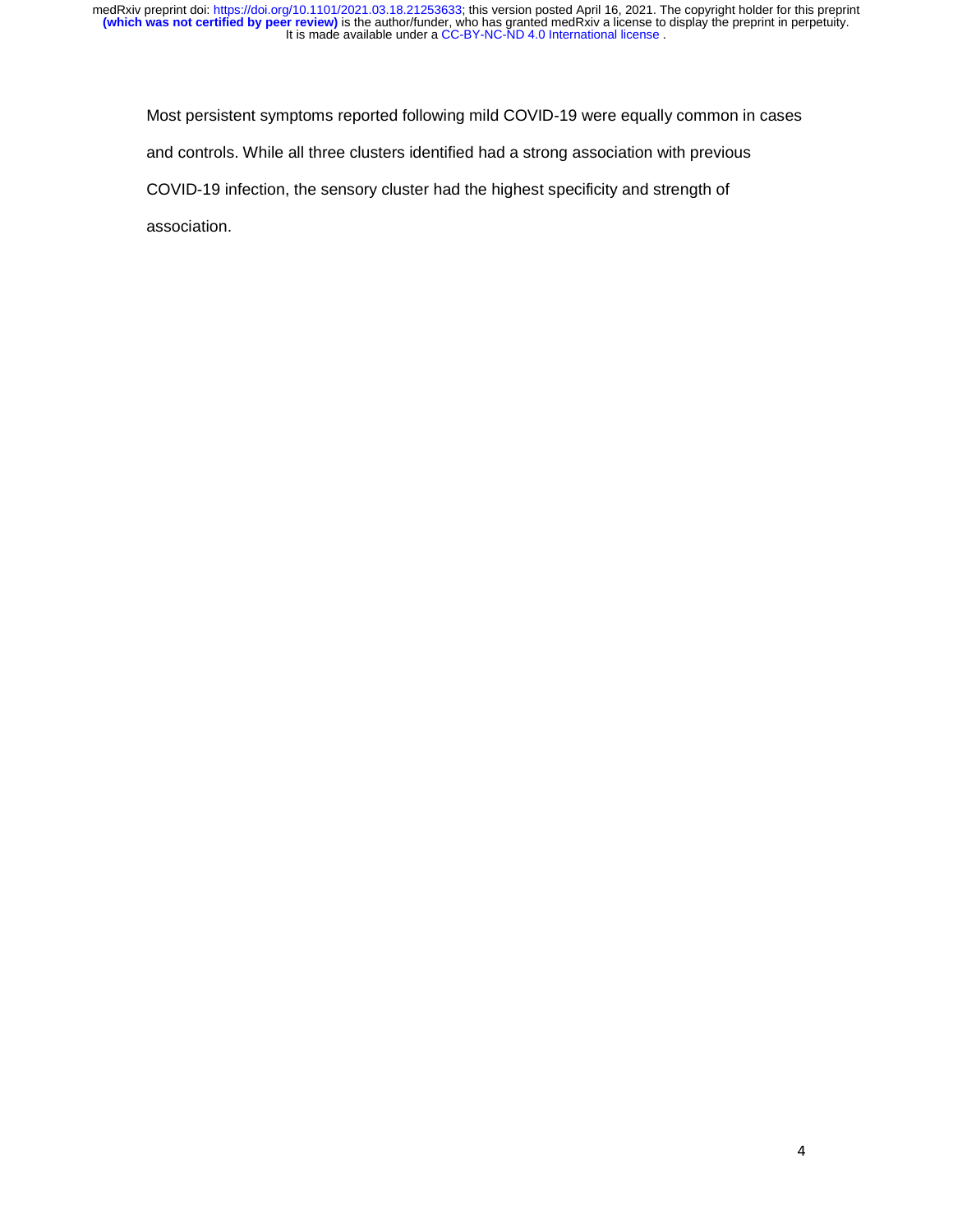Most persistent symptoms reported following mild COVID-19 were equally common in cases and controls. While all three clusters identified had a strong association with previous COVID-19 infection, the sensory cluster had the highest specificity and strength of association.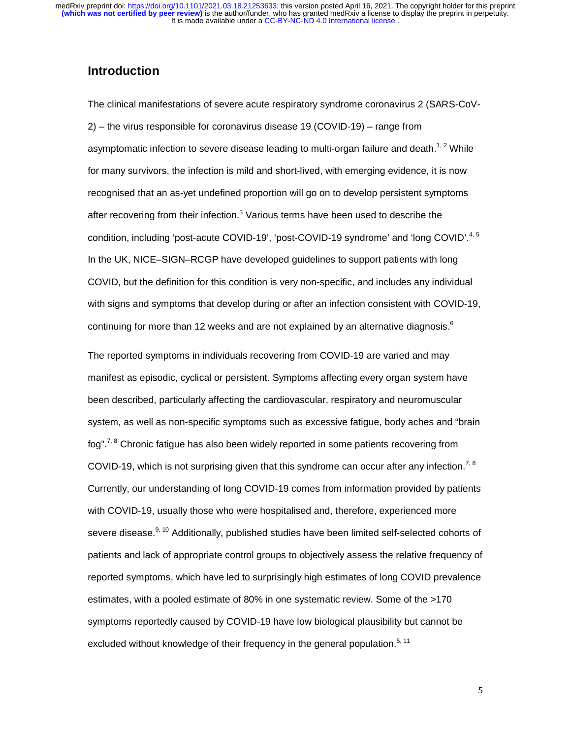## Introduction

The clinical manifestations of severe acute respiratory syndrome coronavirus 2 (SARS-CoV-2) – the virus responsible for coronavirus disease 19 (COVID-19) – range from asymptomatic infection to severe disease leading to multi-organ failure and death.[1, 2] While for many survivors, the infection is mild and short-lived, with emerging evidence, it is now recognised that an as-yet undefined proportion will go on to develop persistent symptoms after recovering from their infection.[3] Various terms have been used to describe the condition, including 'post-acute COVID-19', 'post-COVID-19 syndrome' and 'long COVID'.[4, 5] In the UK, NICE–SIGN–RCGP have developed guidelines to support patients with long COVID, but the definition for this condition is very non-specific, and includes any individual with signs and symptoms that develop during or after an infection consistent with COVID-19, continuing for more than 12 weeks and are not explained by an alternative diagnosis.[6]

The reported symptoms in individuals recovering from COVID-19 are varied and may manifest as episodic, cyclical or persistent. Symptoms affecting every organ system have been described, particularly affecting the cardiovascular, respiratory and neuromuscular system, as well as non-specific symptoms such as excessive fatigue, body aches and "brain fog".[7, 8] Chronic fatigue has also been widely reported in some patients recovering from COVID-19, which is not surprising given that this syndrome can occur after any infection.[7, 8] Currently, our understanding of long COVID-19 comes from information provided by patients with COVID-19, usually those who were hospitalised and, therefore, experienced more severe disease.[9, 10] Additionally, published studies have been limited self-selected cohorts of patients and lack of appropriate control groups to objectively assess the relative frequency of reported symptoms, which have led to surprisingly high estimates of long COVID prevalence estimates, with a pooled estimate of 80% in one systematic review. Some of the >170 symptoms reportedly caused by COVID-19 have low biological plausibility but cannot be excluded without knowledge of their frequency in the general population.[5, 11]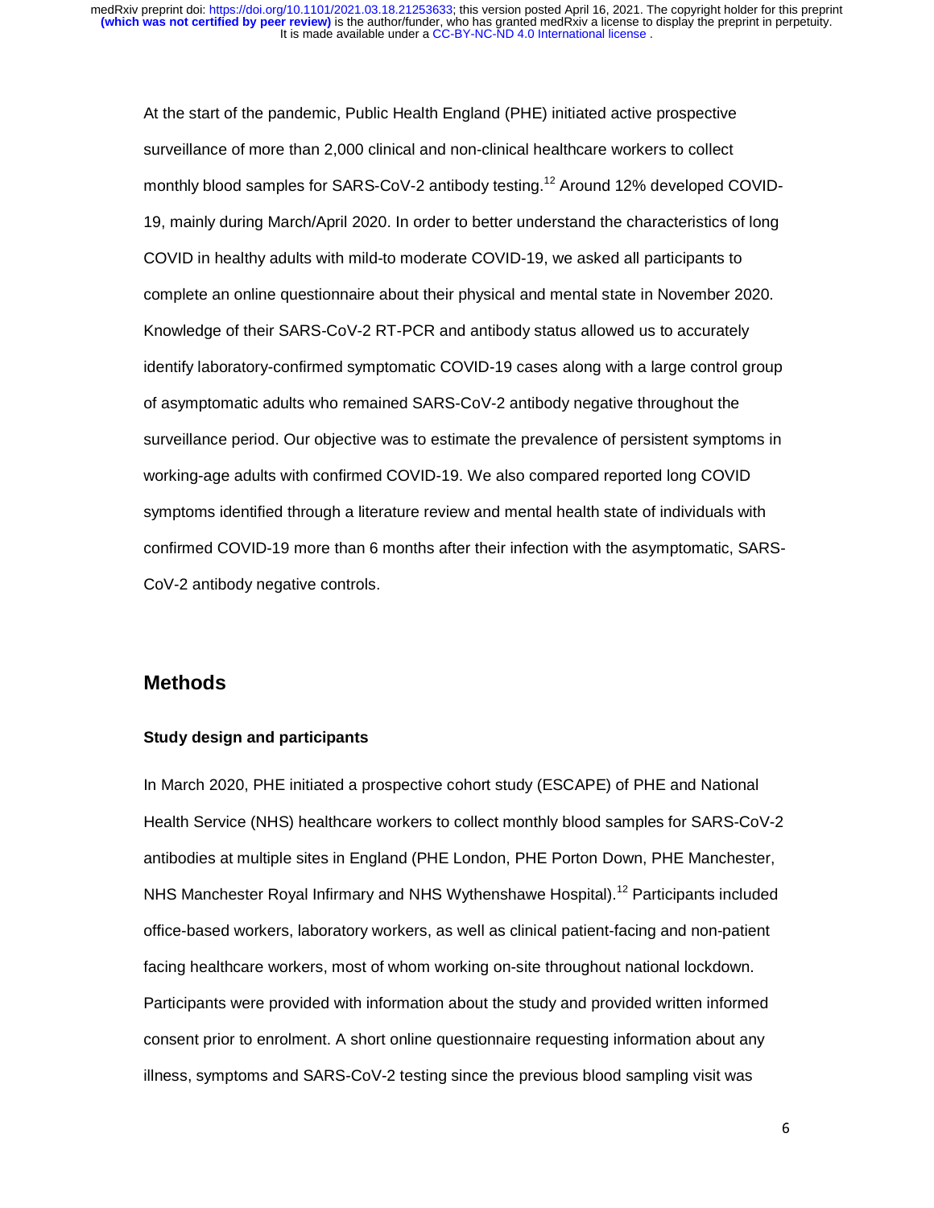At the start of the pandemic, Public Health England (PHE) initiated active prospective surveillance of more than 2,000 clinical and non-clinical healthcare workers to collect monthly blood samples for SARS-CoV-2 antibody testing.[12] Around 12% developed COVID-19, mainly during March/April 2020. In order to better understand the characteristics of long COVID in healthy adults with mild-to moderate COVID-19, we asked all participants to complete an online questionnaire about their physical and mental state in November 2020. Knowledge of their SARS-CoV-2 RT-PCR and antibody status allowed us to accurately identify laboratory-confirmed symptomatic COVID-19 cases along with a large control group of asymptomatic adults who remained SARS-CoV-2 antibody negative throughout the surveillance period. Our objective was to estimate the prevalence of persistent symptoms in working-age adults with confirmed COVID-19. We also compared reported long COVID symptoms identified through a literature review and mental health state of individuals with confirmed COVID-19 more than 6 months after their infection with the asymptomatic, SARS-CoV-2 antibody negative controls.

## Methods

### Study design and participants

In March 2020, PHE initiated a prospective cohort study (ESCAPE) of PHE and National Health Service (NHS) healthcare workers to collect monthly blood samples for SARS-CoV-2 antibodies at multiple sites in England (PHE London, PHE Porton Down, PHE Manchester, NHS Manchester Royal Infirmary and NHS Wythenshawe Hospital).[12] Participants included office-based workers, laboratory workers, as well as clinical patient-facing and non-patient facing healthcare workers, most of whom working on-site throughout national lockdown. Participants were provided with information about the study and provided written informed consent prior to enrolment. A short online questionnaire requesting information about any illness, symptoms and SARS-CoV-2 testing since the previous blood sampling visit was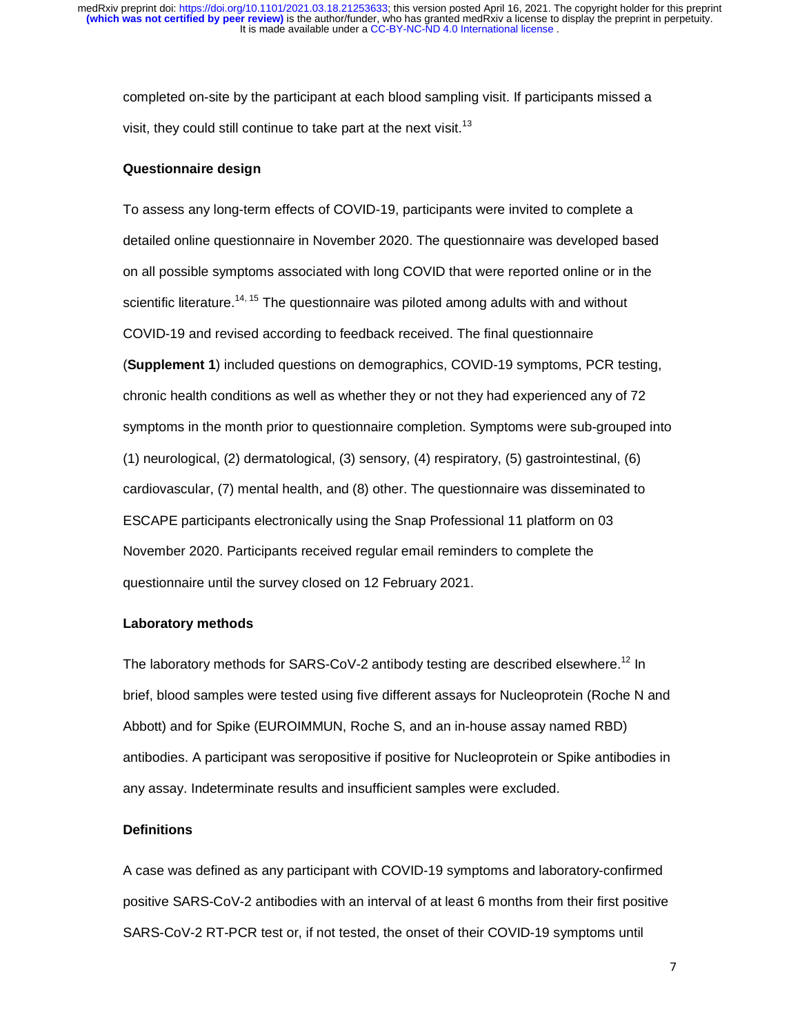completed on-site by the participant at each blood sampling visit. If participants missed a visit, they could still continue to take part at the next visit.[13]

### Questionnaire design

To assess any long-term effects of COVID-19, participants were invited to complete a detailed online questionnaire in November 2020. The questionnaire was developed based on all possible symptoms associated with long COVID that were reported online or in the scientific literature.[14, 15] The questionnaire was piloted among adults with and without COVID-19 and revised according to feedback received. The final questionnaire (**Supplement 1**) included questions on demographics, COVID-19 symptoms, PCR testing, chronic health conditions as well as whether they or not they had experienced any of 72 symptoms in the month prior to questionnaire completion. Symptoms were sub-grouped into (1) neurological, (2) dermatological, (3) sensory, (4) respiratory, (5) gastrointestinal, (6) cardiovascular, (7) mental health, and (8) other. The questionnaire was disseminated to ESCAPE participants electronically using the Snap Professional 11 platform on 03 November 2020. Participants received regular email reminders to complete the questionnaire until the survey closed on 12 February 2021.

### Laboratory methods

The laboratory methods for SARS-CoV-2 antibody testing are described elsewhere.[12] In brief, blood samples were tested using five different assays for Nucleoprotein (Roche N and Abbott) and for Spike (EUROIMMUN, Roche S, and an in-house assay named RBD) antibodies. A participant was seropositive if positive for Nucleoprotein or Spike antibodies in any assay. Indeterminate results and insufficient samples were excluded.

### Definitions

A case was defined as any participant with COVID-19 symptoms and laboratory-confirmed positive SARS-CoV-2 antibodies with an interval of at least 6 months from their first positive SARS-CoV-2 RT-PCR test or, if not tested, the onset of their COVID-19 symptoms until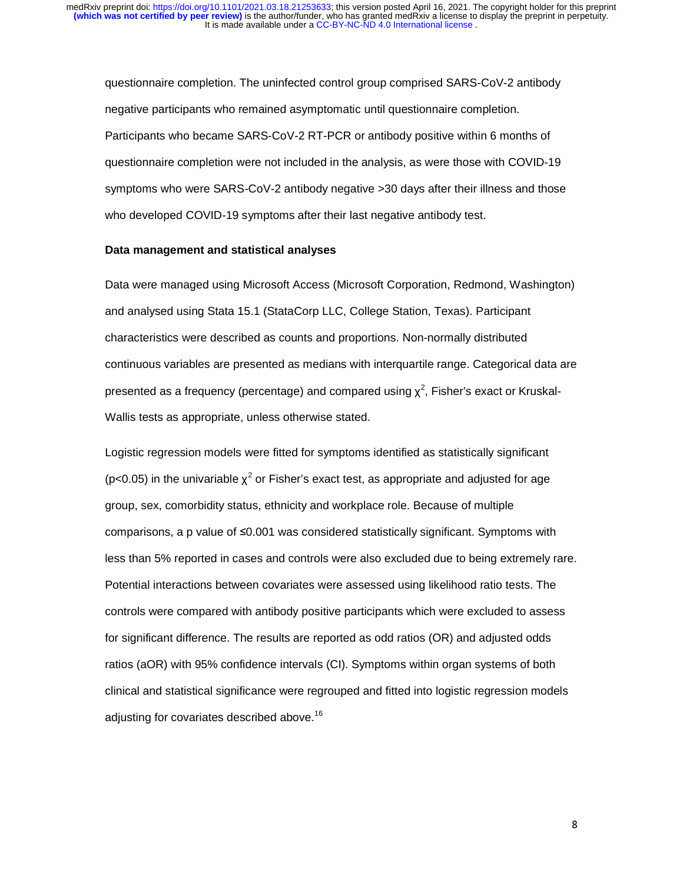questionnaire completion. The uninfected control group comprised SARS-CoV-2 antibody negative participants who remained asymptomatic until questionnaire completion. Participants who became SARS-CoV-2 RT-PCR or antibody positive within 6 months of questionnaire completion were not included in the analysis, as were those with COVID-19 symptoms who were SARS-CoV-2 antibody negative >30 days after their illness and those who developed COVID-19 symptoms after their last negative antibody test.

**Data management and statistical analyses**

Data were managed using Microsoft Access (Microsoft Corporation, Redmond, Washington) and analysed using Stata 15.1 (StataCorp LLC, College Station, Texas). Participant characteristics were described as counts and proportions. Non-normally distributed continuous variables are presented as medians with interquartile range. Categorical data are presented as a frequency (percentage) and compared using $\chi^2$, Fisher's exact or Kruskal-Wallis tests as appropriate, unless otherwise stated.

Logistic regression models were fitted for symptoms identified as statistically significant ($p<0.05$) in the univariable $\chi^2$ or Fisher's exact test, as appropriate and adjusted for age group, sex, comorbidity status, ethnicity and workplace role. Because of multiple comparisons, a p value of ≤0.001 was considered statistically significant. Symptoms with less than 5% reported in cases and controls were also excluded due to being extremely rare. Potential interactions between covariates were assessed using likelihood ratio tests. The controls were compared with antibody positive participants which were excluded to assess for significant difference. The results are reported as odd ratios (OR) and adjusted odds ratios (aOR) with 95% confidence intervals (CI). Symptoms within organ systems of both clinical and statistical significance were regrouped and fitted into logistic regression models adjusting for covariates described above.[16]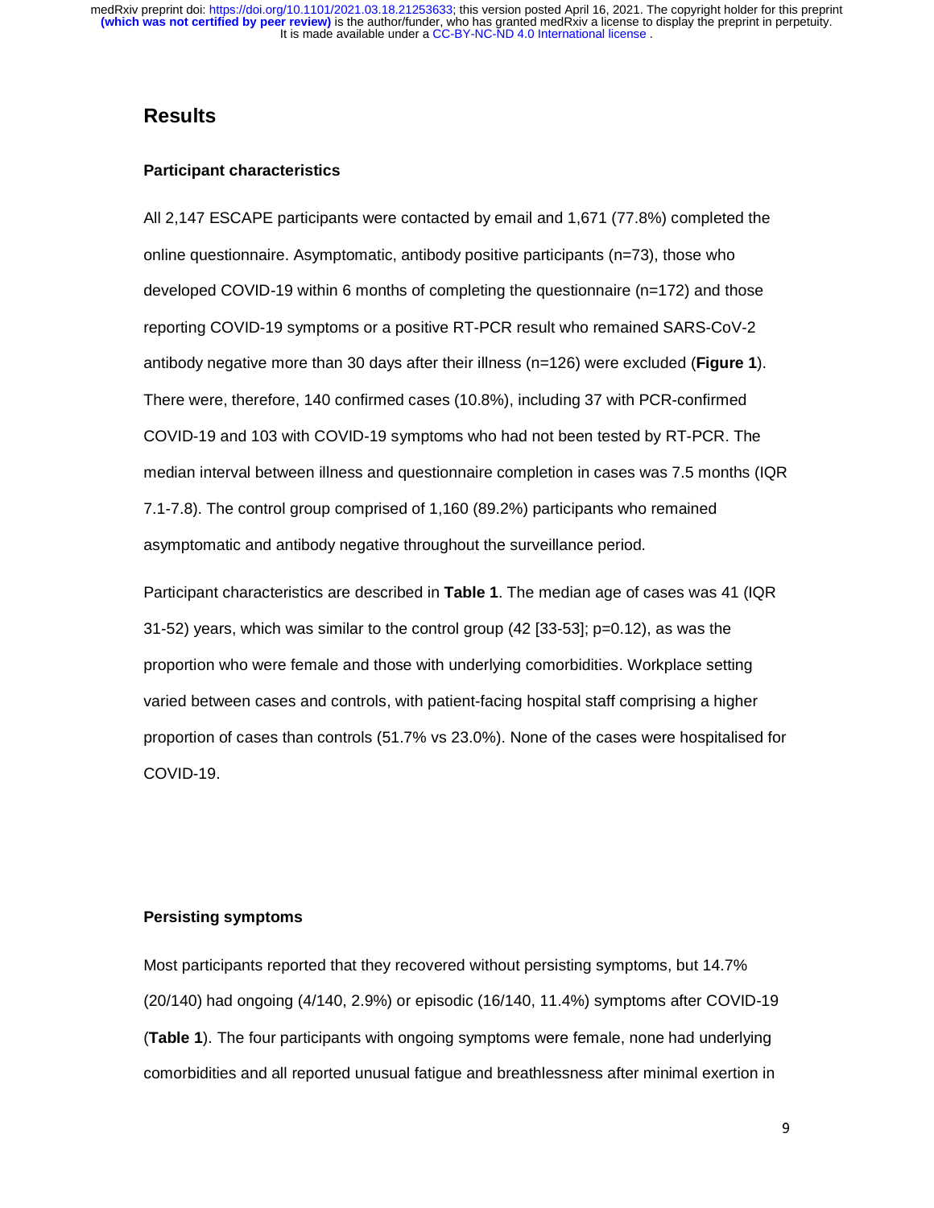## Results

### Participant characteristics

All 2,147 ESCAPE participants were contacted by email and 1,671 (77.8%) completed the online questionnaire. Asymptomatic, antibody positive participants (n=73), those who developed COVID-19 within 6 months of completing the questionnaire (n=172) and those reporting COVID-19 symptoms or a positive RT-PCR result who remained SARS-CoV-2 antibody negative more than 30 days after their illness (n=126) were excluded (**Figure 1**). There were, therefore, 140 confirmed cases (10.8%), including 37 with PCR-confirmed COVID-19 and 103 with COVID-19 symptoms who had not been tested by RT-PCR. The median interval between illness and questionnaire completion in cases was 7.5 months (IQR 7.1-7.8). The control group comprised of 1,160 (89.2%) participants who remained asymptomatic and antibody negative throughout the surveillance period.

Participant characteristics are described in **Table 1**. The median age of cases was 41 (IQR 31-52) years, which was similar to the control group (42 [33-53]; p=0.12), as was the proportion who were female and those with underlying comorbidities. Workplace setting varied between cases and controls, with patient-facing hospital staff comprising a higher proportion of cases than controls (51.7% vs 23.0%). None of the cases were hospitalised for COVID-19.

### Persisting symptoms

Most participants reported that they recovered without persisting symptoms, but 14.7% (20/140) had ongoing (4/140, 2.9%) or episodic (16/140, 11.4%) symptoms after COVID-19 (**Table 1**). The four participants with ongoing symptoms were female, none had underlying comorbidities and all reported unusual fatigue and breathlessness after minimal exertion in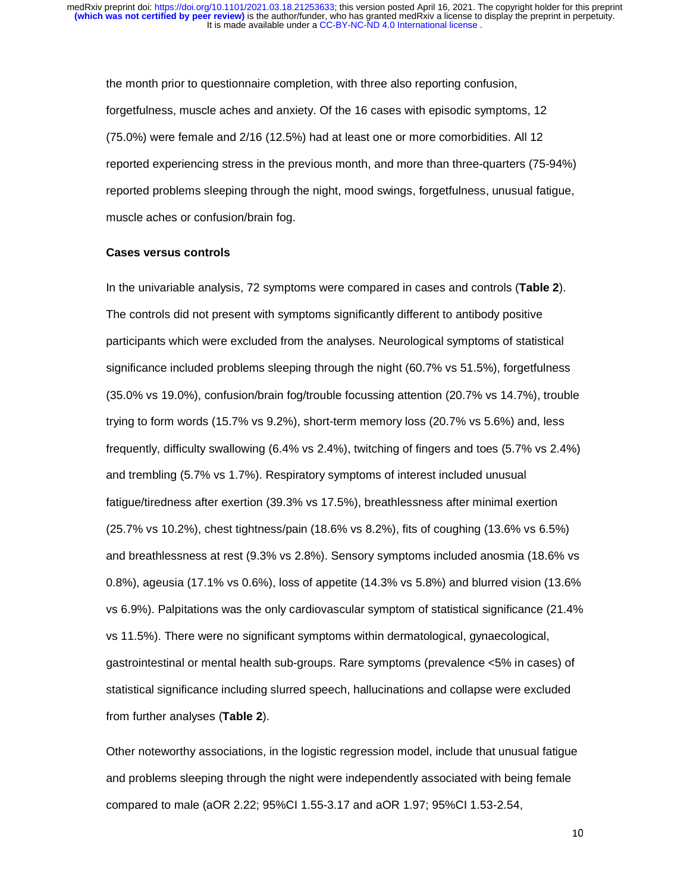the month prior to questionnaire completion, with three also reporting confusion, forgetfulness, muscle aches and anxiety. Of the 16 cases with episodic symptoms, 12 (75.0%) were female and 2/16 (12.5%) had at least one or more comorbidities. All 12 reported experiencing stress in the previous month, and more than three-quarters (75-94%) reported problems sleeping through the night, mood swings, forgetfulness, unusual fatigue, muscle aches or confusion/brain fog.

### Cases versus controls

In the univariable analysis, 72 symptoms were compared in cases and controls (**Table 2**). The controls did not present with symptoms significantly different to antibody positive participants which were excluded from the analyses. Neurological symptoms of statistical significance included problems sleeping through the night (60.7% vs 51.5%), forgetfulness (35.0% vs 19.0%), confusion/brain fog/trouble focussing attention (20.7% vs 14.7%), trouble trying to form words (15.7% vs 9.2%), short-term memory loss (20.7% vs 5.6%) and, less frequently, difficulty swallowing (6.4% vs 2.4%), twitching of fingers and toes (5.7% vs 2.4%) and trembling (5.7% vs 1.7%). Respiratory symptoms of interest included unusual fatigue/tiredness after exertion (39.3% vs 17.5%), breathlessness after minimal exertion (25.7% vs 10.2%), chest tightness/pain (18.6% vs 8.2%), fits of coughing (13.6% vs 6.5%) and breathlessness at rest (9.3% vs 2.8%). Sensory symptoms included anosmia (18.6% vs 0.8%), ageusia (17.1% vs 0.6%), loss of appetite (14.3% vs 5.8%) and blurred vision (13.6% vs 6.9%). Palpitations was the only cardiovascular symptom of statistical significance (21.4% vs 11.5%). There were no significant symptoms within dermatological, gynaecological, gastrointestinal or mental health sub-groups. Rare symptoms (prevalence <5% in cases) of statistical significance including slurred speech, hallucinations and collapse were excluded from further analyses (**Table 2**).

Other noteworthy associations, in the logistic regression model, include that unusual fatigue and problems sleeping through the night were independently associated with being female compared to male (aOR 2.22; 95%CI 1.55-3.17 and aOR 1.97; 95%CI 1.53-2.54,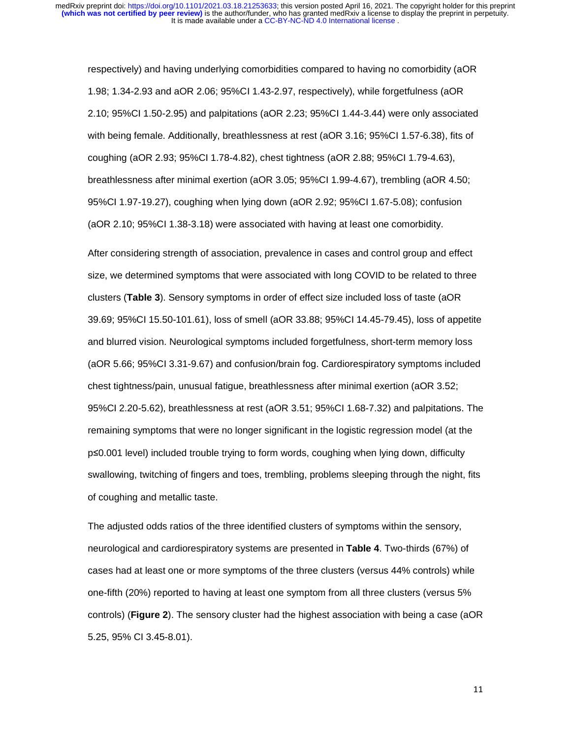respectively) and having underlying comorbidities compared to having no comorbidity (aOR 1.98; 1.34-2.93 and aOR 2.06; 95%CI 1.43-2.97, respectively), while forgetfulness (aOR 2.10; 95%CI 1.50-2.95) and palpitations (aOR 2.23; 95%CI 1.44-3.44) were only associated with being female. Additionally, breathlessness at rest (aOR 3.16; 95%CI 1.57-6.38), fits of coughing (aOR 2.93; 95%CI 1.78-4.82), chest tightness (aOR 2.88; 95%CI 1.79-4.63), breathlessness after minimal exertion (aOR 3.05; 95%CI 1.99-4.67), trembling (aOR 4.50; 95%CI 1.97-19.27), coughing when lying down (aOR 2.92; 95%CI 1.67-5.08); confusion (aOR 2.10; 95%CI 1.38-3.18) were associated with having at least one comorbidity.

After considering strength of association, prevalence in cases and control group and effect size, we determined symptoms that were associated with long COVID to be related to three clusters (**Table 3**). Sensory symptoms in order of effect size included loss of taste (aOR 39.69; 95%CI 15.50-101.61), loss of smell (aOR 33.88; 95%CI 14.45-79.45), loss of appetite and blurred vision. Neurological symptoms included forgetfulness, short-term memory loss (aOR 5.66; 95%CI 3.31-9.67) and confusion/brain fog. Cardiorespiratory symptoms included chest tightness/pain, unusual fatigue, breathlessness after minimal exertion (aOR 3.52; 95%CI 2.20-5.62), breathlessness at rest (aOR 3.51; 95%CI 1.68-7.32) and palpitations. The remaining symptoms that were no longer significant in the logistic regression model (at the $p \leq 0.001$ level) included trouble trying to form words, coughing when lying down, difficulty swallowing, twitching of fingers and toes, trembling, problems sleeping through the night, fits of coughing and metallic taste.

The adjusted odds ratios of the three identified clusters of symptoms within the sensory, neurological and cardiorespiratory systems are presented in **Table 4**. Two-thirds (67%) of cases had at least one or more symptoms of the three clusters (versus 44% controls) while one-fifth (20%) reported to having at least one symptom from all three clusters (versus 5% controls) (**Figure 2**). The sensory cluster had the highest association with being a case (aOR 5.25, 95% CI 3.45-8.01).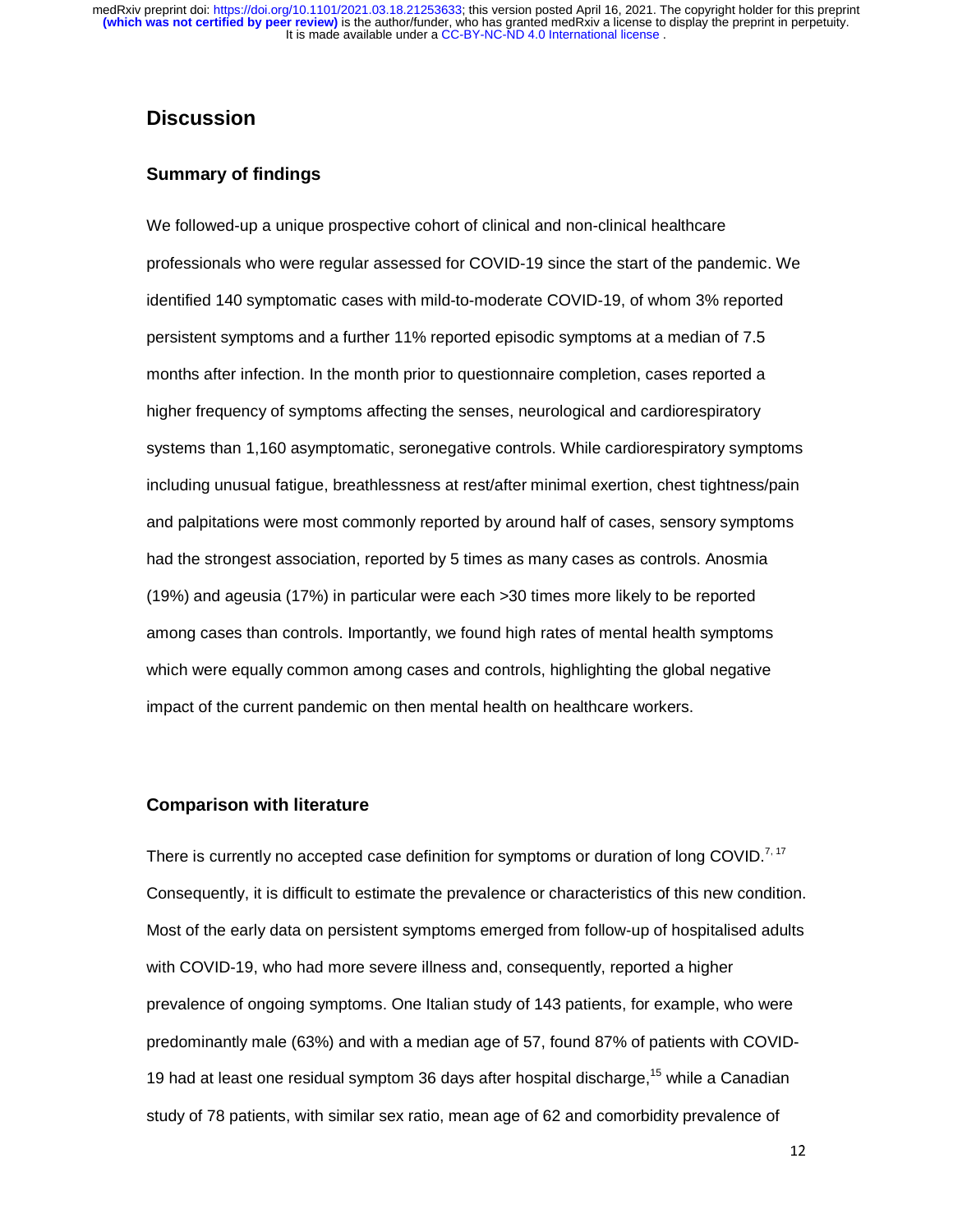# Discussion

## Summary of findings

We followed-up a unique prospective cohort of clinical and non-clinical healthcare professionals who were regular assessed for COVID-19 since the start of the pandemic. We identified 140 symptomatic cases with mild-to-moderate COVID-19, of whom 3% reported persistent symptoms and a further 11% reported episodic symptoms at a median of 7.5 months after infection. In the month prior to questionnaire completion, cases reported a higher frequency of symptoms affecting the senses, neurological and cardiorespiratory systems than 1,160 asymptomatic, seronegative controls. While cardiorespiratory symptoms including unusual fatigue, breathlessness at rest/after minimal exertion, chest tightness/pain and palpitations were most commonly reported by around half of cases, sensory symptoms had the strongest association, reported by 5 times as many cases as controls. Anosmia (19%) and ageusia (17%) in particular were each >30 times more likely to be reported among cases than controls. Importantly, we found high rates of mental health symptoms which were equally common among cases and controls, highlighting the global negative impact of the current pandemic on then mental health on healthcare workers.

## Comparison with literature

There is currently no accepted case definition for symptoms or duration of long COVID.[7, 17] Consequently, it is difficult to estimate the prevalence or characteristics of this new condition. Most of the early data on persistent symptoms emerged from follow-up of hospitalised adults with COVID-19, who had more severe illness and, consequently, reported a higher prevalence of ongoing symptoms. One Italian study of 143 patients, for example, who were predominantly male (63%) and with a median age of 57, found 87% of patients with COVID-19 had at least one residual symptom 36 days after hospital discharge,[15] while a Canadian study of 78 patients, with similar sex ratio, mean age of 62 and comorbidity prevalence of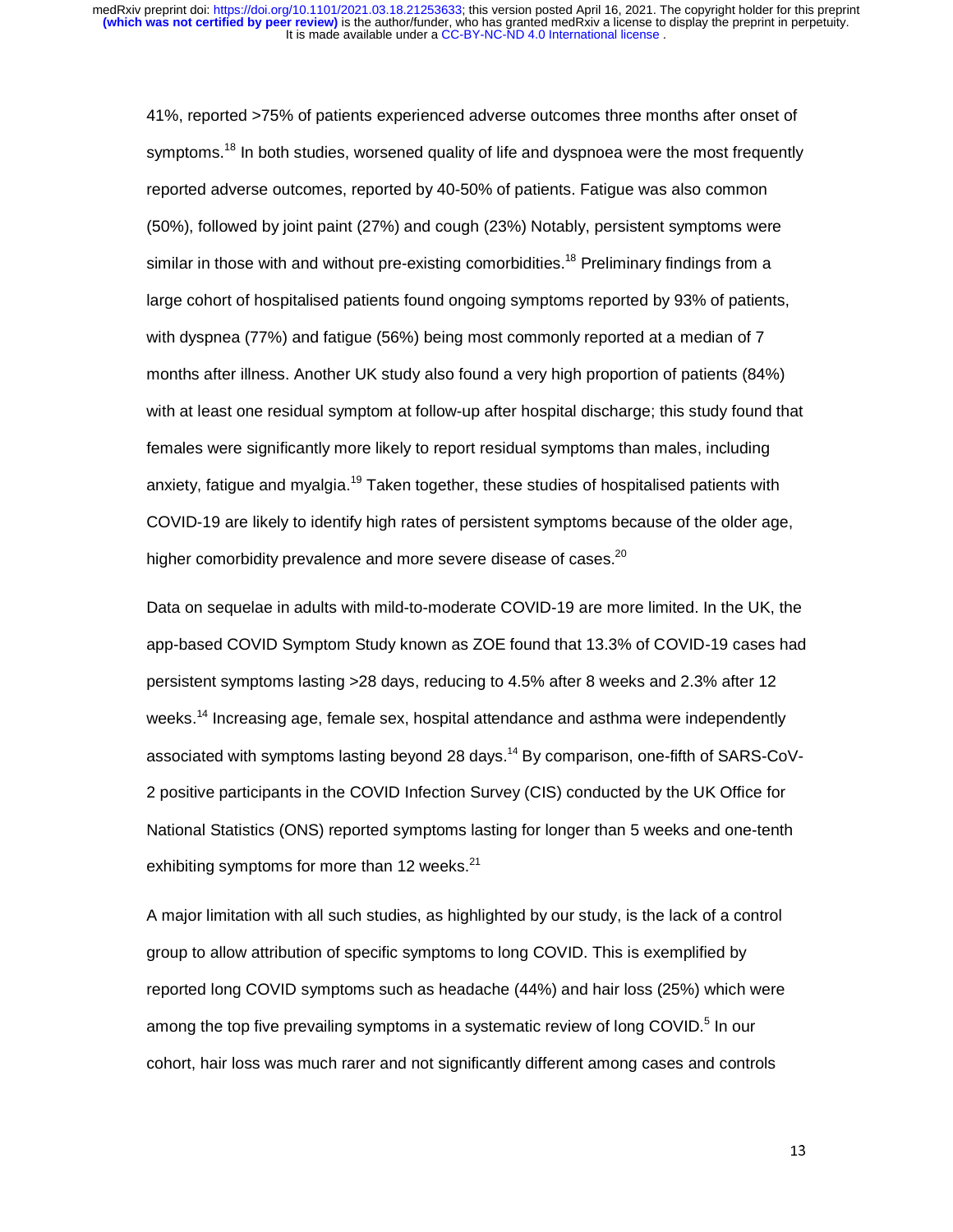41%, reported >75% of patients experienced adverse outcomes three months after onset of symptoms.[18] In both studies, worsened quality of life and dyspnoea were the most frequently reported adverse outcomes, reported by 40-50% of patients. Fatigue was also common (50%), followed by joint paint (27%) and cough (23%) Notably, persistent symptoms were similar in those with and without pre-existing comorbidities.[18] Preliminary findings from a large cohort of hospitalised patients found ongoing symptoms reported by 93% of patients, with dyspnea (77%) and fatigue (56%) being most commonly reported at a median of 7 months after illness. Another UK study also found a very high proportion of patients (84%) with at least one residual symptom at follow-up after hospital discharge; this study found that females were significantly more likely to report residual symptoms than males, including anxiety, fatigue and myalgia.[19] Taken together, these studies of hospitalised patients with COVID-19 are likely to identify high rates of persistent symptoms because of the older age, higher comorbidity prevalence and more severe disease of cases.[20]

Data on sequelae in adults with mild-to-moderate COVID-19 are more limited. In the UK, the app-based COVID Symptom Study known as ZOE found that 13.3% of COVID-19 cases had persistent symptoms lasting >28 days, reducing to 4.5% after 8 weeks and 2.3% after 12 weeks.[14] Increasing age, female sex, hospital attendance and asthma were independently associated with symptoms lasting beyond 28 days.[14] By comparison, one-fifth of SARS-CoV-2 positive participants in the COVID Infection Survey (CIS) conducted by the UK Office for National Statistics (ONS) reported symptoms lasting for longer than 5 weeks and one-tenth exhibiting symptoms for more than 12 weeks.[21]

A major limitation with all such studies, as highlighted by our study, is the lack of a control group to allow attribution of specific symptoms to long COVID. This is exemplified by reported long COVID symptoms such as headache (44%) and hair loss (25%) which were among the top five prevailing symptoms in a systematic review of long COVID.[5] In our cohort, hair loss was much rarer and not significantly different among cases and controls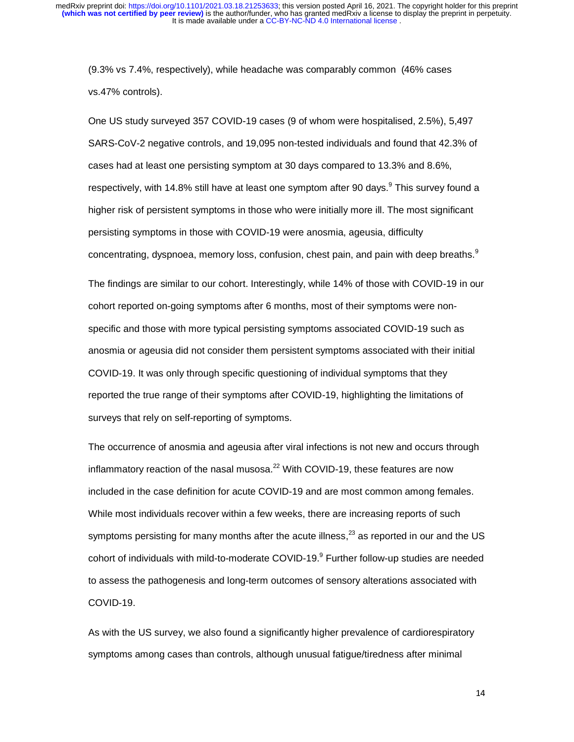(9.3% vs 7.4%, respectively), while headache was comparably common (46% cases vs.47% controls).

One US study surveyed 357 COVID-19 cases (9 of whom were hospitalised, 2.5%), 5,497 SARS-CoV-2 negative controls, and 19,095 non-tested individuals and found that 42.3% of cases had at least one persisting symptom at 30 days compared to 13.3% and 8.6%, respectively, with 14.8% still have at least one symptom after 90 days.[9] This survey found a higher risk of persistent symptoms in those who were initially more ill. The most significant persisting symptoms in those with COVID-19 were anosmia, ageusia, difficulty concentrating, dyspnoea, memory loss, confusion, chest pain, and pain with deep breaths.[9]

The findings are similar to our cohort. Interestingly, while 14% of those with COVID-19 in our cohort reported on-going symptoms after 6 months, most of their symptoms were non-specific and those with more typical persisting symptoms associated COVID-19 such as anosmia or ageusia did not consider them persistent symptoms associated with their initial COVID-19. It was only through specific questioning of individual symptoms that they reported the true range of their symptoms after COVID-19, highlighting the limitations of surveys that rely on self-reporting of symptoms.

The occurrence of anosmia and ageusia after viral infections is not new and occurs through inflammatory reaction of the nasal musosa.[22] With COVID-19, these features are now included in the case definition for acute COVID-19 and are most common among females. While most individuals recover within a few weeks, there are increasing reports of such symptoms persisting for many months after the acute illness,[23] as reported in our and the US cohort of individuals with mild-to-moderate COVID-19.[9] Further follow-up studies are needed to assess the pathogenesis and long-term outcomes of sensory alterations associated with COVID-19.

As with the US survey, we also found a significantly higher prevalence of cardiorespiratory symptoms among cases than controls, although unusual fatigue/tiredness after minimal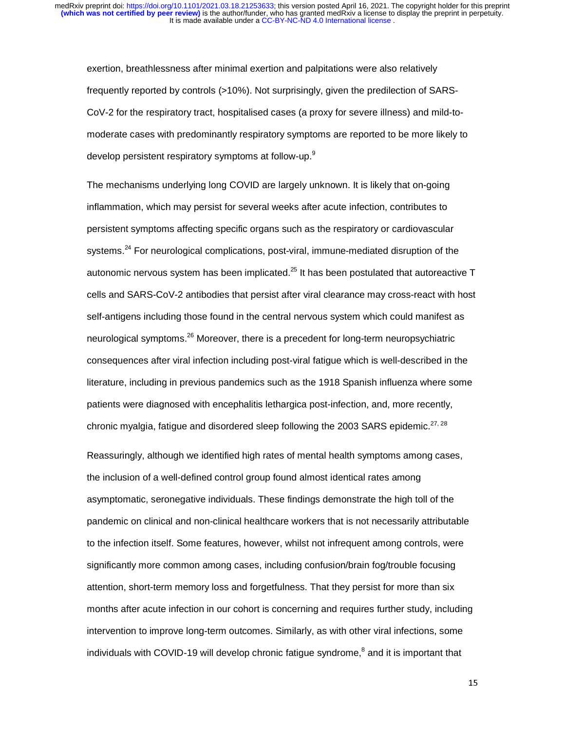exertion, breathlessness after minimal exertion and palpitations were also relatively frequently reported by controls (>10%). Not surprisingly, given the predilection of SARS-CoV-2 for the respiratory tract, hospitalised cases (a proxy for severe illness) and mild-to-moderate cases with predominantly respiratory symptoms are reported to be more likely to develop persistent respiratory symptoms at follow-up.[9]

The mechanisms underlying long COVID are largely unknown. It is likely that on-going inflammation, which may persist for several weeks after acute infection, contributes to persistent symptoms affecting specific organs such as the respiratory or cardiovascular systems.[24] For neurological complications, post-viral, immune-mediated disruption of the autonomic nervous system has been implicated.[25] It has been postulated that autoreactive T cells and SARS-CoV-2 antibodies that persist after viral clearance may cross-react with host self-antigens including those found in the central nervous system which could manifest as neurological symptoms.[26] Moreover, there is a precedent for long-term neuropsychiatric consequences after viral infection including post-viral fatigue which is well-described in the literature, including in previous pandemics such as the 1918 Spanish influenza where some patients were diagnosed with encephalitis lethargica post-infection, and, more recently, chronic myalgia, fatigue and disordered sleep following the 2003 SARS epidemic.[27, 28]

Reassuringly, although we identified high rates of mental health symptoms among cases, the inclusion of a well-defined control group found almost identical rates among asymptomatic, seronegative individuals. These findings demonstrate the high toll of the pandemic on clinical and non-clinical healthcare workers that is not necessarily attributable to the infection itself. Some features, however, whilst not infrequent among controls, were significantly more common among cases, including confusion/brain fog/trouble focusing attention, short-term memory loss and forgetfulness. That they persist for more than six months after acute infection in our cohort is concerning and requires further study, including intervention to improve long-term outcomes. Similarly, as with other viral infections, some individuals with COVID-19 will develop chronic fatigue syndrome,[8] and it is important that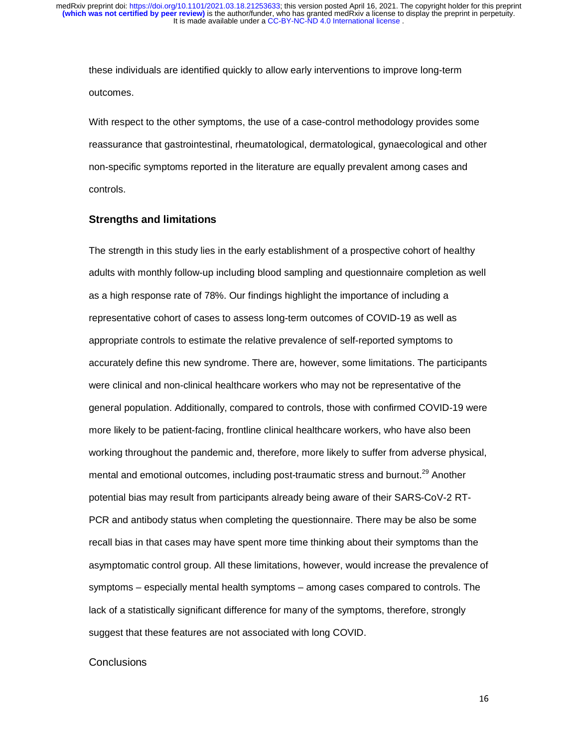these individuals are identified quickly to allow early interventions to improve long-term outcomes.

With respect to the other symptoms, the use of a case-control methodology provides some reassurance that gastrointestinal, rheumatological, dermatological, gynaecological and other non-specific symptoms reported in the literature are equally prevalent among cases and controls.

## Strengths and limitations

The strength in this study lies in the early establishment of a prospective cohort of healthy adults with monthly follow-up including blood sampling and questionnaire completion as well as a high response rate of 78%. Our findings highlight the importance of including a representative cohort of cases to assess long-term outcomes of COVID-19 as well as appropriate controls to estimate the relative prevalence of self-reported symptoms to accurately define this new syndrome. There are, however, some limitations. The participants were clinical and non-clinical healthcare workers who may not be representative of the general population. Additionally, compared to controls, those with confirmed COVID-19 were more likely to be patient-facing, frontline clinical healthcare workers, who have also been working throughout the pandemic and, therefore, more likely to suffer from adverse physical, mental and emotional outcomes, including post-traumatic stress and burnout.[29] Another potential bias may result from participants already being aware of their SARS-CoV-2 RT-PCR and antibody status when completing the questionnaire. There may be also be some recall bias in that cases may have spent more time thinking about their symptoms than the asymptomatic control group. All these limitations, however, would increase the prevalence of symptoms – especially mental health symptoms – among cases compared to controls. The lack of a statistically significant difference for many of the symptoms, therefore, strongly suggest that these features are not associated with long COVID.

## Conclusions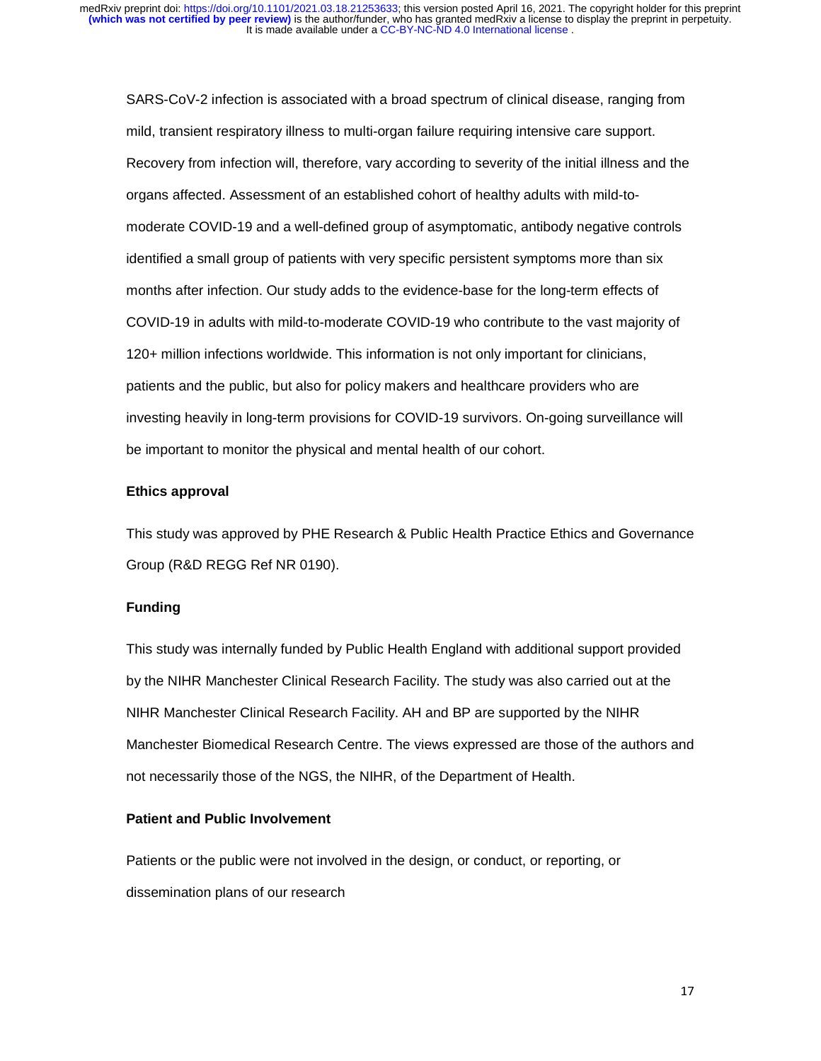SARS-CoV-2 infection is associated with a broad spectrum of clinical disease, ranging from mild, transient respiratory illness to multi-organ failure requiring intensive care support. Recovery from infection will, therefore, vary according to severity of the initial illness and the organs affected. Assessment of an established cohort of healthy adults with mild-to-moderate COVID-19 and a well-defined group of asymptomatic, antibody negative controls identified a small group of patients with very specific persistent symptoms more than six months after infection. Our study adds to the evidence-base for the long-term effects of COVID-19 in adults with mild-to-moderate COVID-19 who contribute to the vast majority of 120+ million infections worldwide. This information is not only important for clinicians, patients and the public, but also for policy makers and healthcare providers who are investing heavily in long-term provisions for COVID-19 survivors. On-going surveillance will be important to monitor the physical and mental health of our cohort.

### Ethics approval

This study was approved by PHE Research & Public Health Practice Ethics and Governance Group (R&D REGG Ref NR 0190).

### Funding

This study was internally funded by Public Health England with additional support provided by the NIHR Manchester Clinical Research Facility. The study was also carried out at the NIHR Manchester Clinical Research Facility. AH and BP are supported by the NIHR Manchester Biomedical Research Centre. The views expressed are those of the authors and not necessarily those of the NGS, the NIHR, of the Department of Health.

### Patient and Public Involvement

Patients or the public were not involved in the design, or conduct, or reporting, or dissemination plans of our research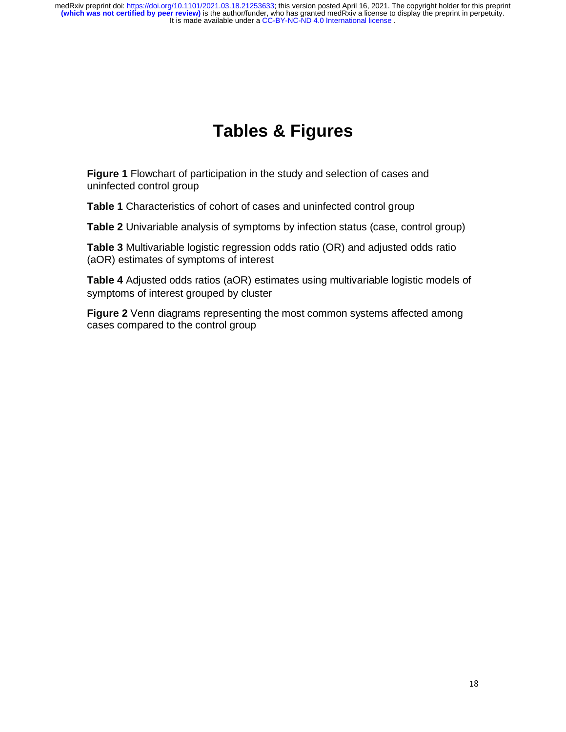# Tables & Figures

**Figure 1** Flowchart of participation in the study and selection of cases and uninfected control group

**Table 1** Characteristics of cohort of cases and uninfected control group

**Table 2** Univariable analysis of symptoms by infection status (case, control group)

**Table 3** Multivariable logistic regression odds ratio (OR) and adjusted odds ratio (aOR) estimates of symptoms of interest

**Table 4** Adjusted odds ratios (aOR) estimates using multivariable logistic models of symptoms of interest grouped by cluster

**Figure 2** Venn diagrams representing the most common systems affected among cases compared to the control group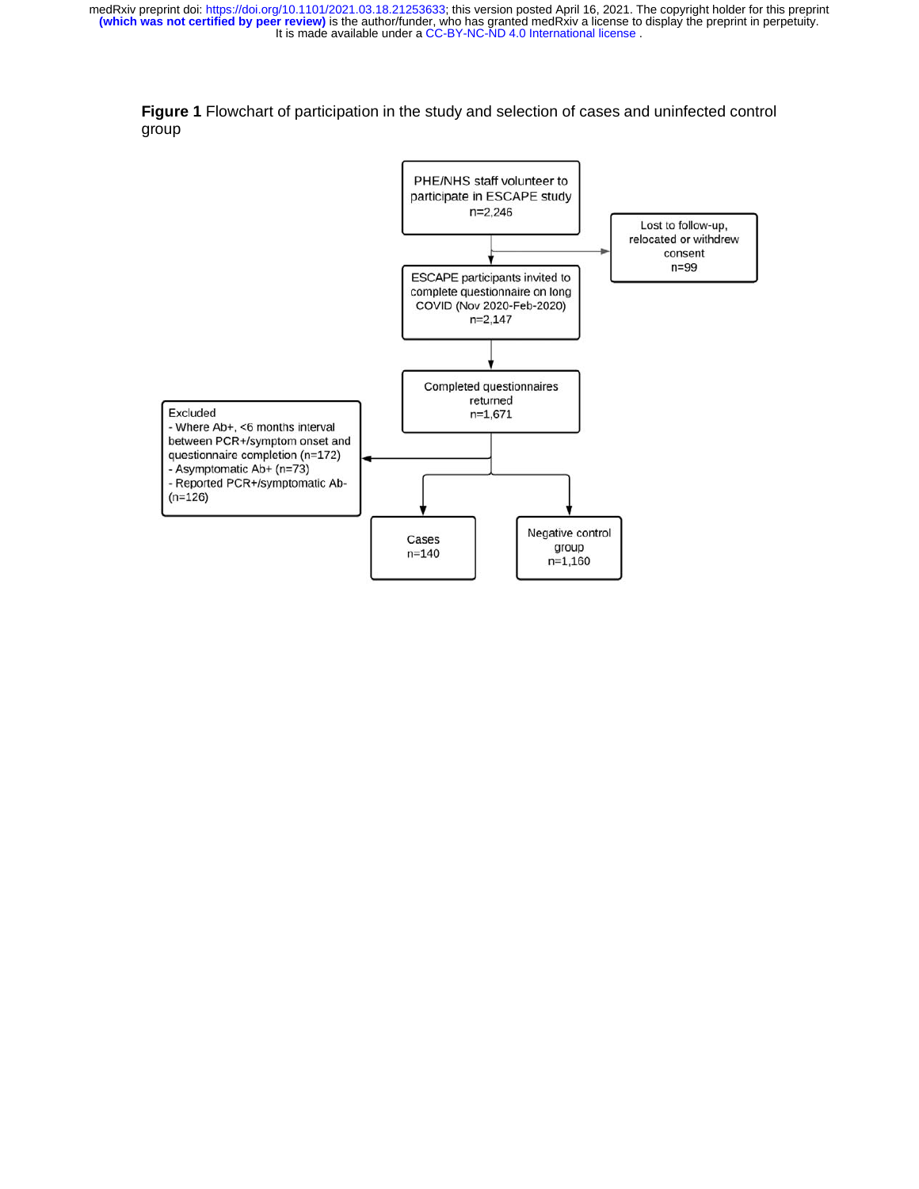**Figure 1** Flowchart of participation in the study and selection of cases and uninfected control group

PHE/NHS staff volunteer to participate in ESCAPE study
n=2,246

Lost to follow-up, relocated or withdrew consent
n=99

ESCAPE participants invited to complete questionnaire on long COVID (Nov 2020-Feb-2020)
n=2,147

Completed questionnaires returned
n=1,671

Excluded
- Where Ab+, <6 months interval between PCR+/symptom onset and questionnaire completion (n=172)
- Asymptomatic Ab+ (n=73)
- Reported PCR+/symptomatic Ab- (n=126)

Cases
n=140

Negative control group
n=1,160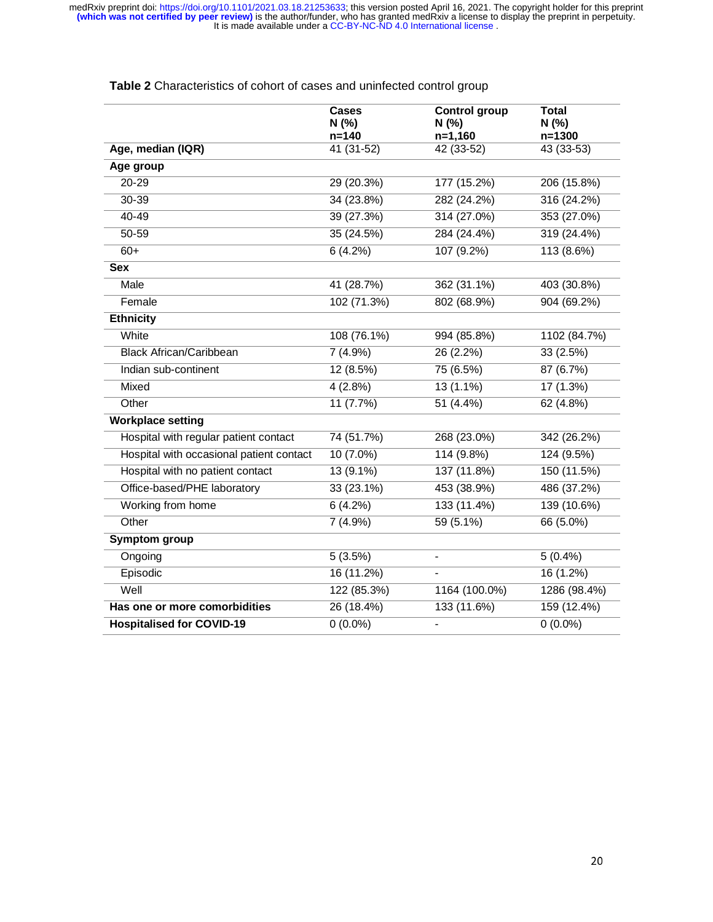**Table 2** Characteristics of cohort of cases and uninfected control group

| | Cases N (%) n=140 | Control group N (%) n=1,160 | Total N (%) n=1300 |
|---|---|---|---|
| **Age, median (IQR)** | 41 (31-52) | 42 (33-52) | 43 (33-53) |
| **Age group** | | | |
| 20-29 | 29 (20.3%) | 177 (15.2%) | 206 (15.8%) |
| 30-39 | 34 (23.8%) | 282 (24.2%) | 316 (24.2%) |
| 40-49 | 39 (27.3%) | 314 (27.0%) | 353 (27.0%) |
| 50-59 | 35 (24.5%) | 284 (24.4%) | 319 (24.4%) |
| 60+ | 6 (4.2%) | 107 (9.2%) | 113 (8.6%) |
| **Sex** | | | |
| Male | 41 (28.7%) | 362 (31.1%) | 403 (30.8%) |
| Female | 102 (71.3%) | 802 (68.9%) | 904 (69.2%) |
| **Ethnicity** | | | |
| White | 108 (76.1%) | 994 (85.8%) | 1102 (84.7%) |
| Black African/Caribbean | 7 (4.9%) | 26 (2.2%) | 33 (2.5%) |
| Indian sub-continent | 12 (8.5%) | 75 (6.5%) | 87 (6.7%) |
| Mixed | 4 (2.8%) | 13 (1.1%) | 17 (1.3%) |
| Other | 11 (7.7%) | 51 (4.4%) | 62 (4.8%) |
| **Workplace setting** | | | |
| Hospital with regular patient contact | 74 (51.7%) | 268 (23.0%) | 342 (26.2%) |
| Hospital with occasional patient contact | 10 (7.0%) | 114 (9.8%) | 124 (9.5%) |
| Hospital with no patient contact | 13 (9.1%) | 137 (11.8%) | 150 (11.5%) |
| Office-based/PHE laboratory | 33 (23.1%) | 453 (38.9%) | 486 (37.2%) |
| Working from home | 6 (4.2%) | 133 (11.4%) | 139 (10.6%) |
| Other | 7 (4.9%) | 59 (5.1%) | 66 (5.0%) |
| **Symptom group** | | | |
| Ongoing | 5 (3.5%) | - | 5 (0.4%) |
| Episodic | 16 (11.2%) | - | 16 (1.2%) |
| Well | 122 (85.3%) | 1164 (100.0%) | 1286 (98.4%) |
| **Has one or more comorbidities** | 26 (18.4%) | 133 (11.6%) | 159 (12.4%) |
| **Hospitalised for COVID-19** | 0 (0.0%) | - | 0 (0.0%) |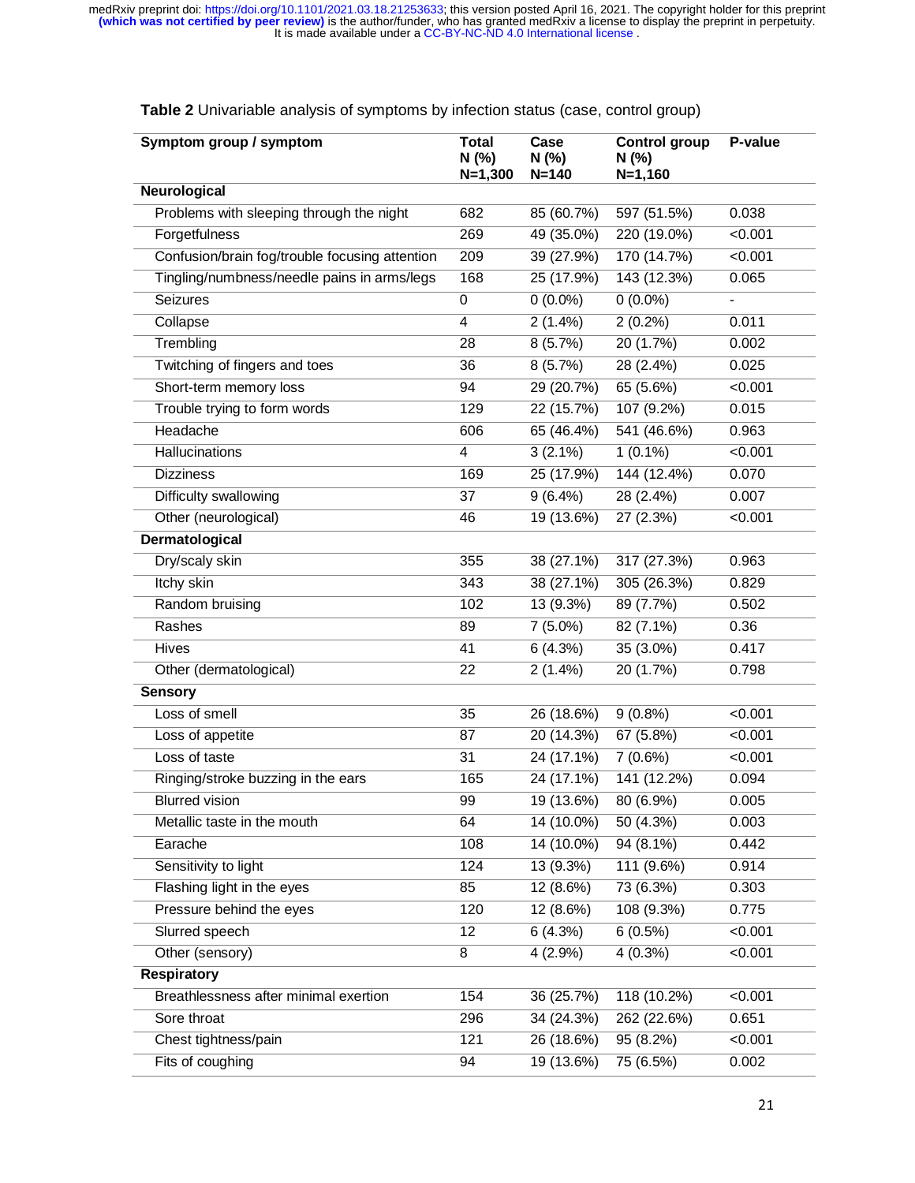**Table 2** Univariable analysis of symptoms by infection status (case, control group)

| Symptom group / symptom | Total N (%) N=1,300 | Case N (%) N=140 | Control group N (%) N=1,160 | P-value |
|---|---|---|---|---|
| **Neurological** | | | | |
| Problems with sleeping through the night | 682 | 85 (60.7%) | 597 (51.5%) | 0.038 |
| Forgetfulness | 269 | 49 (35.0%) | 220 (19.0%) | <0.001 |
| Confusion/brain fog/trouble focusing attention | 209 | 39 (27.9%) | 170 (14.7%) | <0.001 |
| Tingling/numbness/needle pains in arms/legs | 168 | 25 (17.9%) | 143 (12.3%) | 0.065 |
| Seizures | 0 | 0 (0.0%) | 0 (0.0%) | - |
| Collapse | 4 | 2 (1.4%) | 2 (0.2%) | 0.011 |
| Trembling | 28 | 8 (5.7%) | 20 (1.7%) | 0.002 |
| Twitching of fingers and toes | 36 | 8 (5.7%) | 28 (2.4%) | 0.025 |
| Short-term memory loss | 94 | 29 (20.7%) | 65 (5.6%) | <0.001 |
| Trouble trying to form words | 129 | 22 (15.7%) | 107 (9.2%) | 0.015 |
| Headache | 606 | 65 (46.4%) | 541 (46.6%) | 0.963 |
| Hallucinations | 4 | 3 (2.1%) | 1 (0.1%) | <0.001 |
| Dizziness | 169 | 25 (17.9%) | 144 (12.4%) | 0.070 |
| Difficulty swallowing | 37 | 9 (6.4%) | 28 (2.4%) | 0.007 |
| Other (neurological) | 46 | 19 (13.6%) | 27 (2.3%) | <0.001 |
| **Dermatological** | | | | |
| Dry/scaly skin | 355 | 38 (27.1%) | 317 (27.3%) | 0.963 |
| Itchy skin | 343 | 38 (27.1%) | 305 (26.3%) | 0.829 |
| Random bruising | 102 | 13 (9.3%) | 89 (7.7%) | 0.502 |
| Rashes | 89 | 7 (5.0%) | 82 (7.1%) | 0.36 |
| Hives | 41 | 6 (4.3%) | 35 (3.0%) | 0.417 |
| Other (dermatological) | 22 | 2 (1.4%) | 20 (1.7%) | 0.798 |
| **Sensory** | | | | |
| Loss of smell | 35 | 26 (18.6%) | 9 (0.8%) | <0.001 |
| Loss of appetite | 87 | 20 (14.3%) | 67 (5.8%) | <0.001 |
| Loss of taste | 31 | 24 (17.1%) | 7 (0.6%) | <0.001 |
| Ringing/stroke buzzing in the ears | 165 | 24 (17.1%) | 141 (12.2%) | 0.094 |
| Blurred vision | 99 | 19 (13.6%) | 80 (6.9%) | 0.005 |
| Metallic taste in the mouth | 64 | 14 (10.0%) | 50 (4.3%) | 0.003 |
| Earache | 108 | 14 (10.0%) | 94 (8.1%) | 0.442 |
| Sensitivity to light | 124 | 13 (9.3%) | 111 (9.6%) | 0.914 |
| Flashing light in the eyes | 85 | 12 (8.6%) | 73 (6.3%) | 0.303 |
| Pressure behind the eyes | 120 | 12 (8.6%) | 108 (9.3%) | 0.775 |
| Slurred speech | 12 | 6 (4.3%) | 6 (0.5%) | <0.001 |
| Other (sensory) | 8 | 4 (2.9%) | 4 (0.3%) | <0.001 |
| **Respiratory** | | | | |
| Breathlessness after minimal exertion | 154 | 36 (25.7%) | 118 (10.2%) | <0.001 |
| Sore throat | 296 | 34 (24.3%) | 262 (22.6%) | 0.651 |
| Chest tightness/pain | 121 | 26 (18.6%) | 95 (8.2%) | <0.001 |
| Fits of coughing | 94 | 19 (13.6%) | 75 (6.5%) | 0.002 |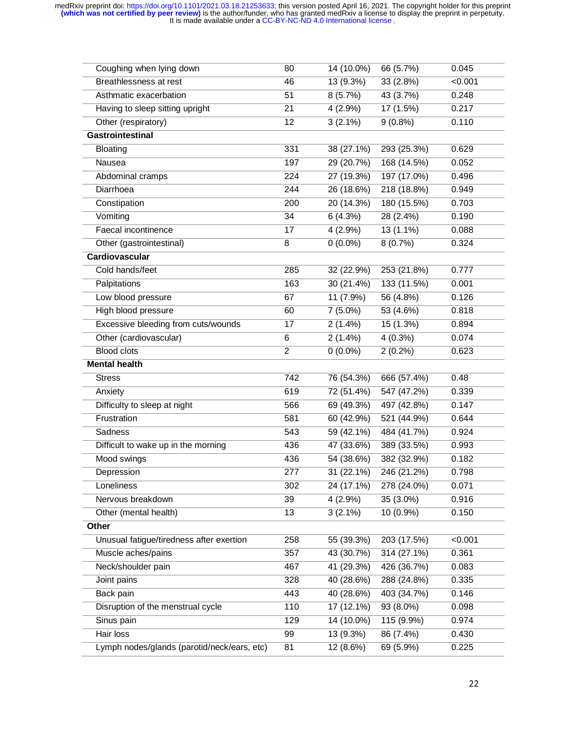| | | | | |
|---|---|---|---|---|
| Coughing when lying down | 80 | 14 (10.0%) | 66 (5.7%) | 0.045 |
| Breathlessness at rest | 46 | 13 (9.3%) | 33 (2.8%) | <0.001 |
| Asthmatic exacerbation | 51 | 8 (5.7%) | 43 (3.7%) | 0.248 |
| Having to sleep sitting upright | 21 | 4 (2.9%) | 17 (1.5%) | 0.217 |
| Other (respiratory) | 12 | 3 (2.1%) | 9 (0.8%) | 0.110 |
| **Gastrointestinal** | | | | |
| Bloating | 331 | 38 (27.1%) | 293 (25.3%) | 0.629 |
| Nausea | 197 | 29 (20.7%) | 168 (14.5%) | 0.052 |
| Abdominal cramps | 224 | 27 (19.3%) | 197 (17.0%) | 0.496 |
| Diarrhoea | 244 | 26 (18.6%) | 218 (18.8%) | 0.949 |
| Constipation | 200 | 20 (14.3%) | 180 (15.5%) | 0.703 |
| Vomiting | 34 | 6 (4.3%) | 28 (2.4%) | 0.190 |
| Faecal incontinence | 17 | 4 (2.9%) | 13 (1.1%) | 0.088 |
| Other (gastrointestinal) | 8 | 0 (0.0%) | 8 (0.7%) | 0.324 |
| **Cardiovascular** | | | | |
| Cold hands/feet | 285 | 32 (22.9%) | 253 (21.8%) | 0.777 |
| Palpitations | 163 | 30 (21.4%) | 133 (11.5%) | 0.001 |
| Low blood pressure | 67 | 11 (7.9%) | 56 (4.8%) | 0.126 |
| High blood pressure | 60 | 7 (5.0%) | 53 (4.6%) | 0.818 |
| Excessive bleeding from cuts/wounds | 17 | 2 (1.4%) | 15 (1.3%) | 0.894 |
| Other (cardiovascular) | 6 | 2 (1.4%) | 4 (0.3%) | 0.074 |
| Blood clots | 2 | 0 (0.0%) | 2 (0.2%) | 0.623 |
| **Mental health** | | | | |
| Stress | 742 | 76 (54.3%) | 666 (57.4%) | 0.48 |
| Anxiety | 619 | 72 (51.4%) | 547 (47.2%) | 0.339 |
| Difficulty to sleep at night | 566 | 69 (49.3%) | 497 (42.8%) | 0.147 |
| Frustration | 581 | 60 (42.9%) | 521 (44.9%) | 0.644 |
| Sadness | 543 | 59 (42.1%) | 484 (41.7%) | 0.924 |
| Difficult to wake up in the morning | 436 | 47 (33.6%) | 389 (33.5%) | 0.993 |
| Mood swings | 436 | 54 (38.6%) | 382 (32.9%) | 0.182 |
| Depression | 277 | 31 (22.1%) | 246 (21.2%) | 0.798 |
| Loneliness | 302 | 24 (17.1%) | 278 (24.0%) | 0.071 |
| Nervous breakdown | 39 | 4 (2.9%) | 35 (3.0%) | 0.916 |
| Other (mental health) | 13 | 3 (2.1%) | 10 (0.9%) | 0.150 |
| **Other** | | | | |
| Unusual fatigue/tiredness after exertion | 258 | 55 (39.3%) | 203 (17.5%) | <0.001 |
| Muscle aches/pains | 357 | 43 (30.7%) | 314 (27.1%) | 0.361 |
| Neck/shoulder pain | 467 | 41 (29.3%) | 426 (36.7%) | 0.083 |
| Joint pains | 328 | 40 (28.6%) | 288 (24.8%) | 0.335 |
| Back pain | 443 | 40 (28.6%) | 403 (34.7%) | 0.146 |
| Disruption of the menstrual cycle | 110 | 17 (12.1%) | 93 (8.0%) | 0.098 |
| Sinus pain | 129 | 14 (10.0%) | 115 (9.9%) | 0.974 |
| Hair loss | 99 | 13 (9.3%) | 86 (7.4%) | 0.430 |
| Lymph nodes/glands (parotid/neck/ears, etc) | 81 | 12 (8.6%) | 69 (5.9%) | 0.225 |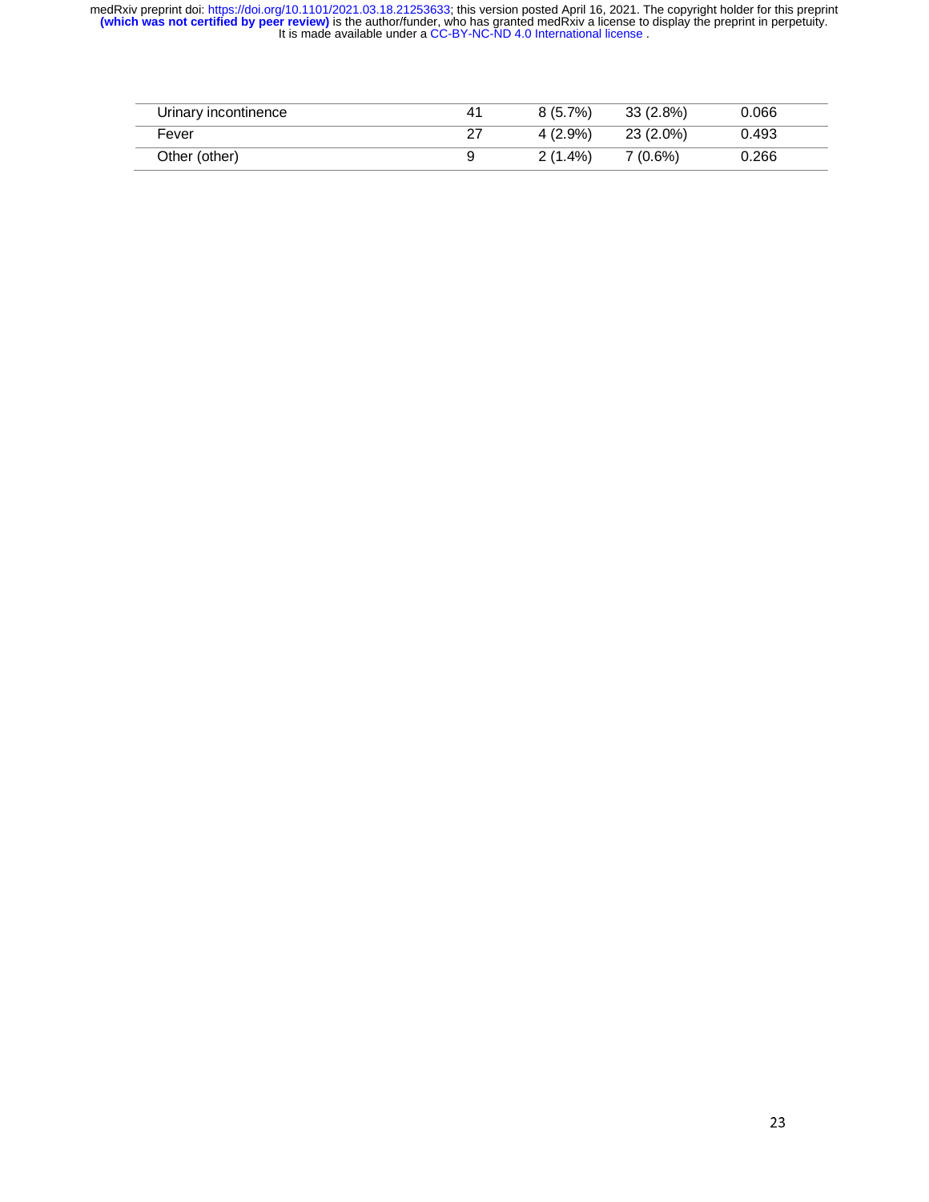| | | | | |
|---|---|---|---|---|
| Urinary incontinence | 41 | 8 (5.7%) | 33 (2.8%) | 0.066 |
| Fever | 27 | 4 (2.9%) | 23 (2.0%) | 0.493 |
| Other (other) | 9 | 2 (1.4%) | 7 (0.6%) | 0.266 |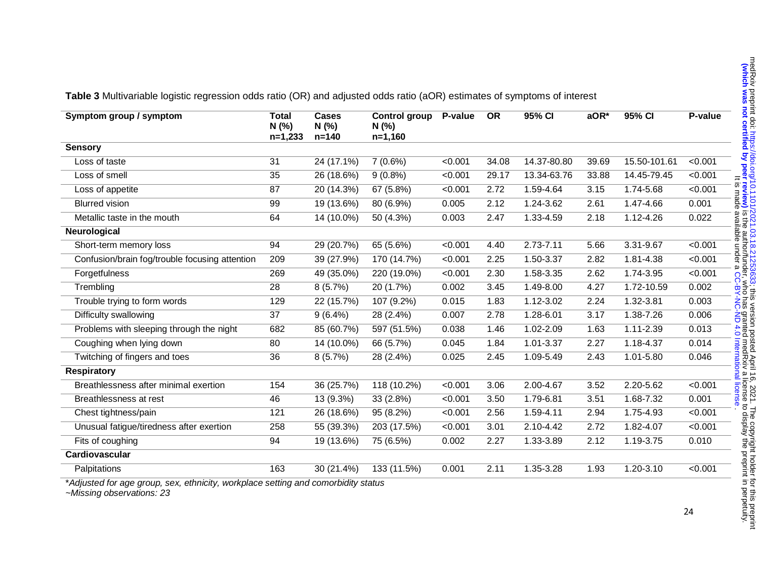**Table 3** Multivariable logistic regression odds ratio (OR) and adjusted odds ratio (aOR) estimates of symptoms of interest

| Symptom group / symptom | Total N (%) n=1,233 | Cases N (%) n=140 | Control group N (%) n=1,160 | P-value | OR | 95% CI | aOR* | 95% CI | P-value |
|---|---|---|---|---|---|---|---|---|---|
| **Sensory** | | | | | | | | | |
| Loss of taste | 31 | 24 (17.1%) | 7 (0.6%) | <0.001 | 34.08 | 14.37-80.80 | 39.69 | 15.50-101.61 | <0.001 |
| Loss of smell | 35 | 26 (18.6%) | 9 (0.8%) | <0.001 | 29.17 | 13.34-63.76 | 33.88 | 14.45-79.45 | <0.001 |
| Loss of appetite | 87 | 20 (14.3%) | 67 (5.8%) | <0.001 | 2.72 | 1.59-4.64 | 3.15 | 1.74-5.68 | <0.001 |
| Blurred vision | 99 | 19 (13.6%) | 80 (6.9%) | 0.005 | 2.12 | 1.24-3.62 | 2.61 | 1.47-4.66 | 0.001 |
| Metallic taste in the mouth | 64 | 14 (10.0%) | 50 (4.3%) | 0.003 | 2.47 | 1.33-4.59 | 2.18 | 1.12-4.26 | 0.022 |
| **Neurological** | | | | | | | | | |
| Short-term memory loss | 94 | 29 (20.7%) | 65 (5.6%) | <0.001 | 4.40 | 2.73-7.11 | 5.66 | 3.31-9.67 | <0.001 |
| Confusion/brain fog/trouble focusing attention | 209 | 39 (27.9%) | 170 (14.7%) | <0.001 | 2.25 | 1.50-3.37 | 2.82 | 1.81-4.38 | <0.001 |
| Forgetfulness | 269 | 49 (35.0%) | 220 (19.0%) | <0.001 | 2.30 | 1.58-3.35 | 2.62 | 1.74-3.95 | <0.001 |
| Trembling | 28 | 8 (5.7%) | 20 (1.7%) | 0.002 | 3.45 | 1.49-8.00 | 4.27 | 1.72-10.59 | 0.002 |
| Trouble trying to form words | 129 | 22 (15.7%) | 107 (9.2%) | 0.015 | 1.83 | 1.12-3.02 | 2.24 | 1.32-3.81 | 0.003 |
| Difficulty swallowing | 37 | 9 (6.4%) | 28 (2.4%) | 0.007 | 2.78 | 1.28-6.01 | 3.17 | 1.38-7.26 | 0.006 |
| Problems with sleeping through the night | 682 | 85 (60.7%) | 597 (51.5%) | 0.038 | 1.46 | 1.02-2.09 | 1.63 | 1.11-2.39 | 0.013 |
| Coughing when lying down | 80 | 14 (10.0%) | 66 (5.7%) | 0.045 | 1.84 | 1.01-3.37 | 2.27 | 1.18-4.37 | 0.014 |
| Twitching of fingers and toes | 36 | 8 (5.7%) | 28 (2.4%) | 0.025 | 2.45 | 1.09-5.49 | 2.43 | 1.01-5.80 | 0.046 |
| **Respiratory** | | | | | | | | | |
| Breathlessness after minimal exertion | 154 | 36 (25.7%) | 118 (10.2%) | <0.001 | 3.06 | 2.00-4.67 | 3.52 | 2.20-5.62 | <0.001 |
| Breathlessness at rest | 46 | 13 (9.3%) | 33 (2.8%) | <0.001 | 3.50 | 1.79-6.81 | 3.51 | 1.68-7.32 | 0.001 |
| Chest tightness/pain | 121 | 26 (18.6%) | 95 (8.2%) | <0.001 | 2.56 | 1.59-4.11 | 2.94 | 1.75-4.93 | <0.001 |
| Unusual fatigue/tiredness after exertion | 258 | 55 (39.3%) | 203 (17.5%) | <0.001 | 3.01 | 2.10-4.42 | 2.72 | 1.82-4.07 | <0.001 |
| Fits of coughing | 94 | 19 (13.6%) | 75 (6.5%) | 0.002 | 2.27 | 1.33-3.89 | 2.12 | 1.19-3.75 | 0.010 |
| **Cardiovascular** | | | | | | | | | |
| Palpitations | 163 | 30 (21.4%) | 133 (11.5%) | 0.001 | 2.11 | 1.35-3.28 | 1.93 | 1.20-3.10 | <0.001 |

*\*Adjusted for age group, sex, ethnicity, workplace setting and comorbidity status*

*~Missing observations: 23*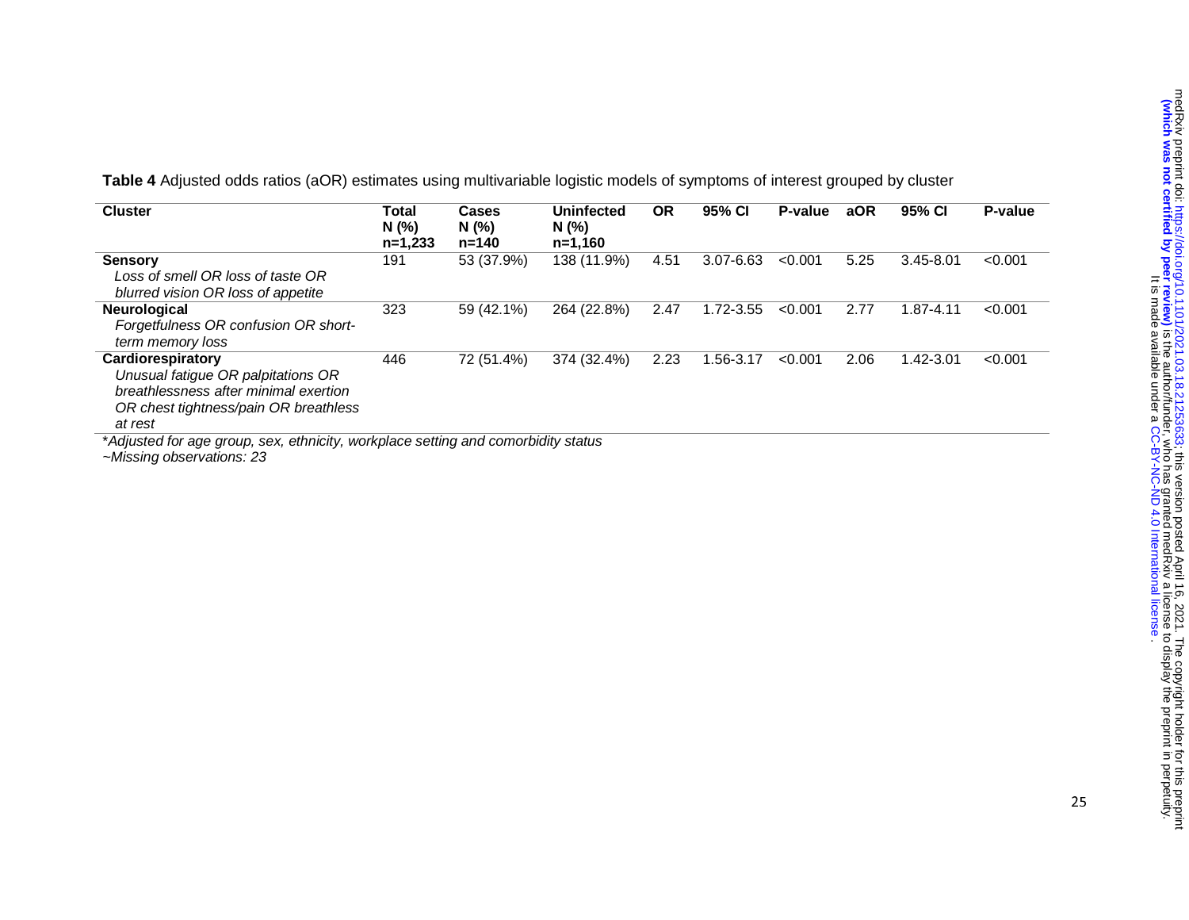**Table 4** Adjusted odds ratios (aOR) estimates using multivariable logistic models of symptoms of interest grouped by cluster

| Cluster | Total N (%) n=1,233 | Cases N (%) n=140 | Uninfected N (%) n=1,160 | OR | 95% CI | P-value | aOR | 95% CI | P-value |
|---|---|---|---|---|---|---|---|---|---|
| **Sensory**<br>*Loss of smell OR loss of taste OR blurred vision OR loss of appetite* | 191 | 53 (37.9%) | 138 (11.9%) | 4.51 | 3.07-6.63 | <0.001 | 5.25 | 3.45-8.01 | <0.001 |
| **Neurological**<br>*Forgetfulness OR confusion OR short-term memory loss* | 323 | 59 (42.1%) | 264 (22.8%) | 2.47 | 1.72-3.55 | <0.001 | 2.77 | 1.87-4.11 | <0.001 |
| **Cardiorespiratory**<br>*Unusual fatigue OR palpitations OR breathlessness after minimal exertion OR chest tightness/pain OR breathless at rest* | 446 | 72 (51.4%) | 374 (32.4%) | 2.23 | 1.56-3.17 | <0.001 | 2.06 | 1.42-3.01 | <0.001 |

*Adjusted for age group, sex, ethnicity, workplace setting and comorbidity status
*~Missing observations: 23*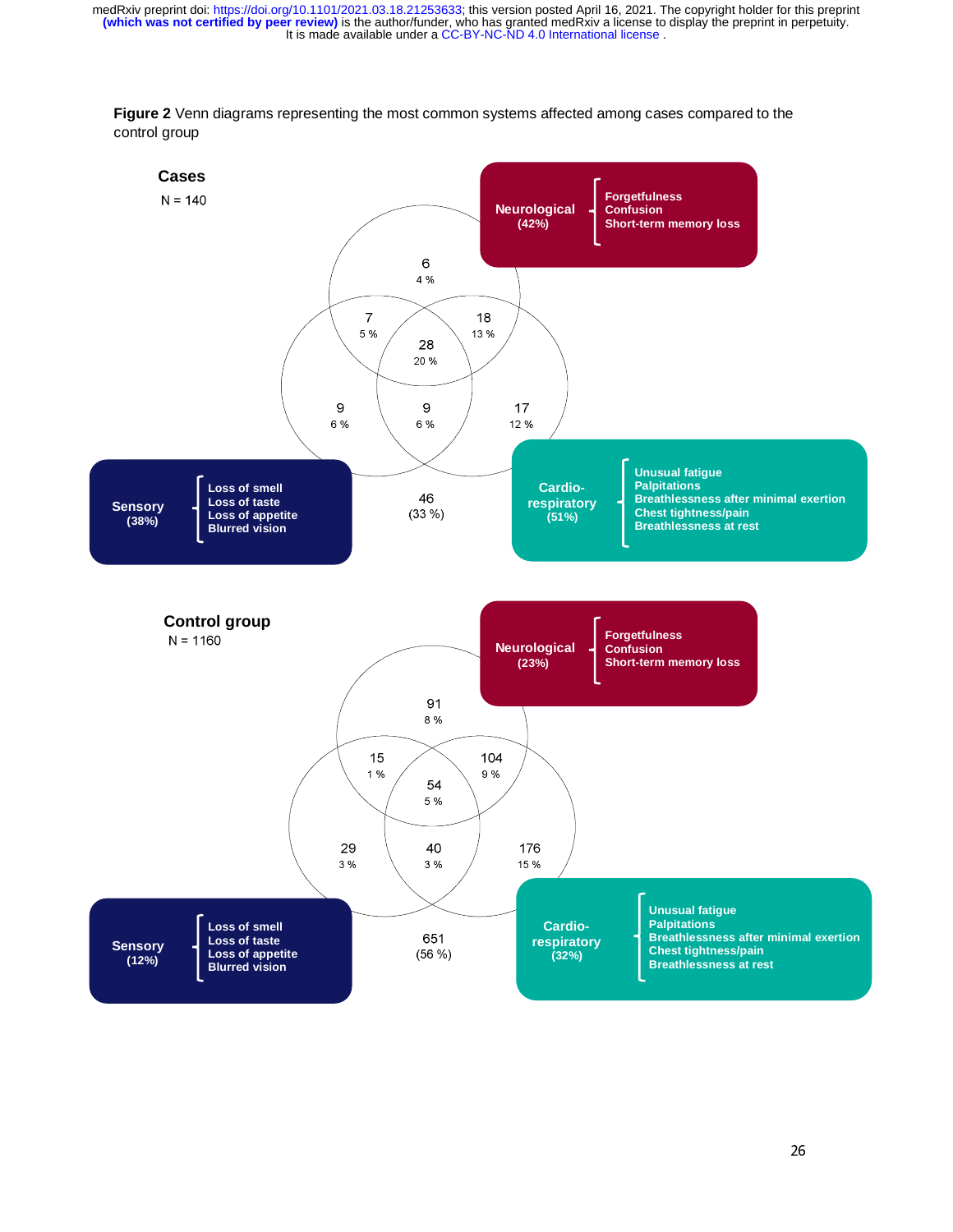**Figure 2** Venn diagrams representing the most common systems affected among cases compared to the control group

**Cases**

N = 140

**Neurological (42%)**: Forgetfulness, Confusion, Short-term memory loss

**Sensory (38%)**: Loss of smell, Loss of taste, Loss of appetite, Blurred vision

**Cardio-respiratory (51%)**: Unusual fatigue, Palpitations, Breathlessness after minimal exertion, Chest tightness/pain, Breathlessness at rest

| Region | n | % |
|---|---|---|
| Neurological only | 6 | 4 % |
| Neurological + Sensory | 7 | 5 % |
| Neurological + Cardio-respiratory | 18 | 13 % |
| All three | 28 | 20 % |
| Sensory only | 9 | 6 % |
| Sensory + Cardio-respiratory | 9 | 6 % |
| Cardio-respiratory only | 17 | 12 % |
| None | 46 | (33 %) |

**Control group**

N = 1160

**Neurological (23%)**: Forgetfulness, Confusion, Short-term memory loss

**Sensory (12%)**: Loss of smell, Loss of taste, Loss of appetite, Blurred vision

**Cardio-respiratory (32%)**: Unusual fatigue, Palpitations, Breathlessness after minimal exertion, Chest tightness/pain, Breathlessness at rest

| Region | n | % |
|---|---|---|
| Neurological only | 91 | 8 % |
| Neurological + Sensory | 15 | 1 % |
| Neurological + Cardio-respiratory | 104 | 9 % |
| All three | 54 | 5 % |
| Sensory only | 29 | 3 % |
| Sensory + Cardio-respiratory | 40 | 3 % |
| Cardio-respiratory only | 176 | 15 % |
| None | 651 | (56 %) |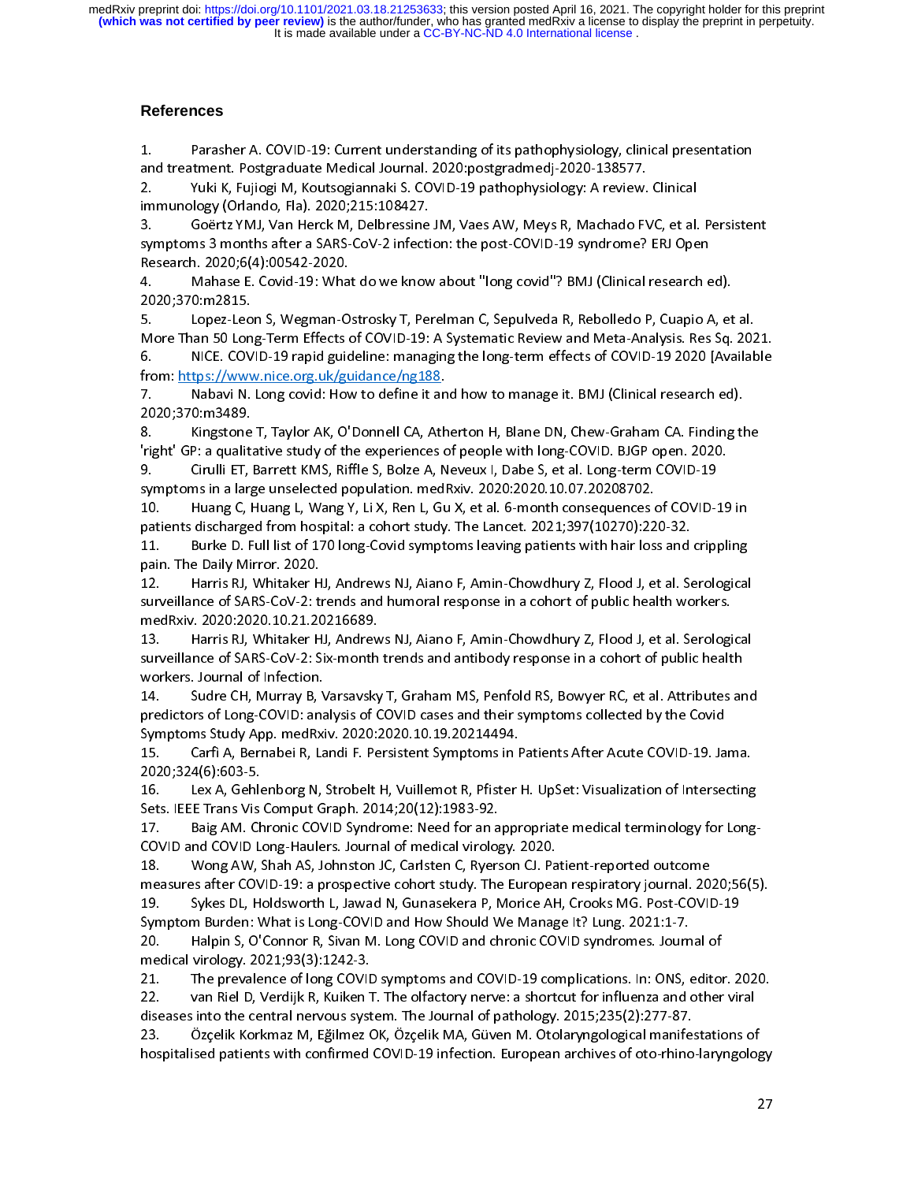## References

1. Parasher A. COVID-19: Current understanding of its pathophysiology, clinical presentation and treatment. Postgraduate Medical Journal. 2020:postgradmedj-2020-138577.
2. Yuki K, Fujiogi M, Koutsogiannaki S. COVID-19 pathophysiology: A review. Clinical immunology (Orlando, Fla). 2020;215:108427.
3. Goërtz YMJ, Van Herck M, Delbressine JM, Vaes AW, Meys R, Machado FVC, et al. Persistent symptoms 3 months after a SARS-CoV-2 infection: the post-COVID-19 syndrome? ERJ Open Research. 2020;6(4):00542-2020.
4. Mahase E. Covid-19: What do we know about "long covid"? BMJ (Clinical research ed). 2020;370:m2815.
5. Lopez-Leon S, Wegman-Ostrosky T, Perelman C, Sepulveda R, Rebolledo P, Cuapio A, et al. More Than 50 Long-Term Effects of COVID-19: A Systematic Review and Meta-Analysis. Res Sq. 2021.
6. NICE. COVID-19 rapid guideline: managing the long-term effects of COVID-19 2020 [Available from: https://www.nice.org.uk/guidance/ng188.
7. Nabavi N. Long covid: How to define it and how to manage it. BMJ (Clinical research ed). 2020;370:m3489.
8. Kingstone T, Taylor AK, O'Donnell CA, Atherton H, Blane DN, Chew-Graham CA. Finding the 'right' GP: a qualitative study of the experiences of people with long-COVID. BJGP open. 2020.
9. Cirulli ET, Barrett KMS, Riffle S, Bolze A, Neveux I, Dabe S, et al. Long-term COVID-19 symptoms in a large unselected population. medRxiv. 2020:2020.10.07.20208702.
10. Huang C, Huang L, Wang Y, Li X, Ren L, Gu X, et al. 6-month consequences of COVID-19 in patients discharged from hospital: a cohort study. The Lancet. 2021;397(10270):220-32.
11. Burke D. Full list of 170 long-Covid symptoms leaving patients with hair loss and crippling pain. The Daily Mirror. 2020.
12. Harris RJ, Whitaker HJ, Andrews NJ, Aiano F, Amin-Chowdhury Z, Flood J, et al. Serological surveillance of SARS-CoV-2: trends and humoral response in a cohort of public health workers. medRxiv. 2020:2020.10.21.20216689.
13. Harris RJ, Whitaker HJ, Andrews NJ, Aiano F, Amin-Chowdhury Z, Flood J, et al. Serological surveillance of SARS-CoV-2: Six-month trends and antibody response in a cohort of public health workers. Journal of Infection.
14. Sudre CH, Murray B, Varsavsky T, Graham MS, Penfold RS, Bowyer RC, et al. Attributes and predictors of Long-COVID: analysis of COVID cases and their symptoms collected by the Covid Symptoms Study App. medRxiv. 2020:2020.10.19.20214494.
15. Carfì A, Bernabei R, Landi F. Persistent Symptoms in Patients After Acute COVID-19. Jama. 2020;324(6):603-5.
16. Lex A, Gehlenborg N, Strobelt H, Vuillemot R, Pfister H. UpSet: Visualization of Intersecting Sets. IEEE Trans Vis Comput Graph. 2014;20(12):1983-92.
17. Baig AM. Chronic COVID Syndrome: Need for an appropriate medical terminology for Long-COVID and COVID Long-Haulers. Journal of medical virology. 2020.
18. Wong AW, Shah AS, Johnston JC, Carlsten C, Ryerson CJ. Patient-reported outcome measures after COVID-19: a prospective cohort study. The European respiratory journal. 2020;56(5).
19. Sykes DL, Holdsworth L, Jawad N, Gunasekera P, Morice AH, Crooks MG. Post-COVID-19 Symptom Burden: What is Long-COVID and How Should We Manage It? Lung. 2021:1-7.
20. Halpin S, O'Connor R, Sivan M. Long COVID and chronic COVID syndromes. Journal of medical virology. 2021;93(3):1242-3.
21. The prevalence of long COVID symptoms and COVID-19 complications. In: ONS, editor. 2020.
22. van Riel D, Verdijk R, Kuiken T. The olfactory nerve: a shortcut for influenza and other viral diseases into the central nervous system. The Journal of pathology. 2015;235(2):277-87.
23. Özçelik Korkmaz M, Eğilmez OK, Özçelik MA, Güven M. Otolaryngological manifestations of hospitalised patients with confirmed COVID-19 infection. European archives of oto-rhino-laryngology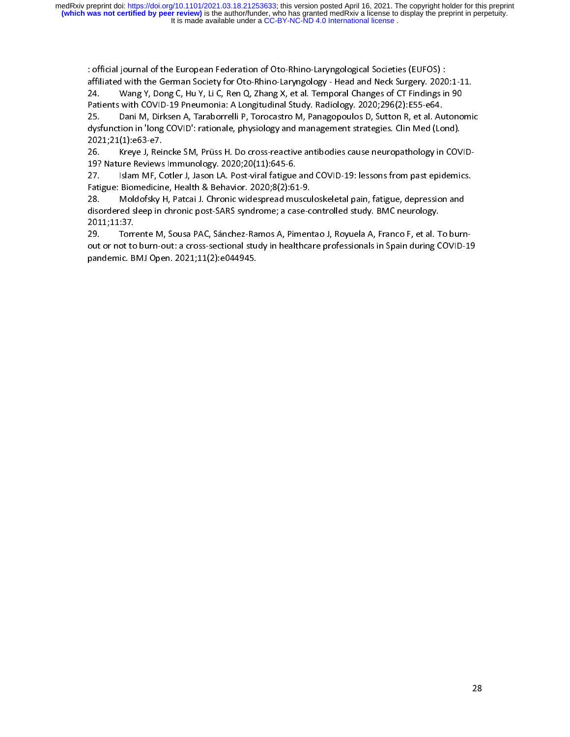: official journal of the European Federation of Oto-Rhino-Laryngological Societies (EUFOS) : affiliated with the German Society for Oto-Rhino-Laryngology - Head and Neck Surgery. 2020:1-11.

24. Wang Y, Dong C, Hu Y, Li C, Ren Q, Zhang X, et al. Temporal Changes of CT Findings in 90 Patients with COVID-19 Pneumonia: A Longitudinal Study. Radiology. 2020;296(2):E55-e64.

25. Dani M, Dirksen A, Taraborrelli P, Torocastro M, Panagopoulos D, Sutton R, et al. Autonomic dysfunction in 'long COVID': rationale, physiology and management strategies. Clin Med (Lond). 2021;21(1):e63-e7.

26. Kreye J, Reincke SM, Prüss H. Do cross-reactive antibodies cause neuropathology in COVID-19? Nature Reviews Immunology. 2020;20(11):645-6.

27. Islam MF, Cotler J, Jason LA. Post-viral fatigue and COVID-19: lessons from past epidemics. Fatigue: Biomedicine, Health & Behavior. 2020;8(2):61-9.

28. Moldofsky H, Patcai J. Chronic widespread musculoskeletal pain, fatigue, depression and disordered sleep in chronic post-SARS syndrome; a case-controlled study. BMC neurology. 2011;11:37.

29. Torrente M, Sousa PAC, Sánchez-Ramos A, Pimentao J, Royuela A, Franco F, et al. To burn-out or not to burn-out: a cross-sectional study in healthcare professionals in Spain during COVID-19 pandemic. BMJ Open. 2021;11(2):e044945.